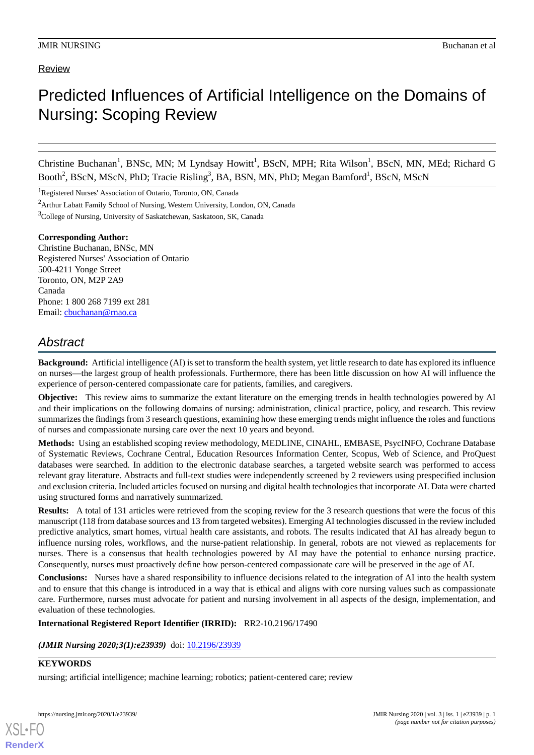Review

# Predicted Influences of Artificial Intelligence on the Domains of Nursing: Scoping Review

Christine Buchanan[1], BNSc, MN; M Lyndsay Howitt[1], BScN, MPH; Rita Wilson[1], BScN, MN, MEd; Richard G Booth[2], BScN, MScN, PhD; Tracie Risling[3], BA, BSN, MN, PhD; Megan Bamford[1], BScN, MScN

[1]Registered Nurses' Association of Ontario, Toronto, ON, Canada

[2]Arthur Labatt Family School of Nursing, Western University, London, ON, Canada

[3]College of Nursing, University of Saskatchewan, Saskatoon, SK, Canada

**Corresponding Author:**
Christine Buchanan, BNSc, MN
Registered Nurses' Association of Ontario
500-4211 Yonge Street
Toronto, ON, M2P 2A9
Canada
Phone: 1 800 268 7199 ext 281
Email: cbuchanan@rnao.ca

## Abstract

**Background:** Artificial intelligence (AI) is set to transform the health system, yet little research to date has explored its influence on nurses—the largest group of health professionals. Furthermore, there has been little discussion on how AI will influence the experience of person-centered compassionate care for patients, families, and caregivers.

**Objective:** This review aims to summarize the extant literature on the emerging trends in health technologies powered by AI and their implications on the following domains of nursing: administration, clinical practice, policy, and research. This review summarizes the findings from 3 research questions, examining how these emerging trends might influence the roles and functions of nurses and compassionate nursing care over the next 10 years and beyond.

**Methods:** Using an established scoping review methodology, MEDLINE, CINAHL, EMBASE, PsycINFO, Cochrane Database of Systematic Reviews, Cochrane Central, Education Resources Information Center, Scopus, Web of Science, and ProQuest databases were searched. In addition to the electronic database searches, a targeted website search was performed to access relevant gray literature. Abstracts and full-text studies were independently screened by 2 reviewers using prespecified inclusion and exclusion criteria. Included articles focused on nursing and digital health technologies that incorporate AI. Data were charted using structured forms and narratively summarized.

**Results:** A total of 131 articles were retrieved from the scoping review for the 3 research questions that were the focus of this manuscript (118 from database sources and 13 from targeted websites). Emerging AI technologies discussed in the review included predictive analytics, smart homes, virtual health care assistants, and robots. The results indicated that AI has already begun to influence nursing roles, workflows, and the nurse-patient relationship. In general, robots are not viewed as replacements for nurses. There is a consensus that health technologies powered by AI may have the potential to enhance nursing practice. Consequently, nurses must proactively define how person-centered compassionate care will be preserved in the age of AI.

**Conclusions:** Nurses have a shared responsibility to influence decisions related to the integration of AI into the health system and to ensure that this change is introduced in a way that is ethical and aligns with core nursing values such as compassionate care. Furthermore, nurses must advocate for patient and nursing involvement in all aspects of the design, implementation, and evaluation of these technologies.

**International Registered Report Identifier (IRRID):** RR2-10.2196/17490

***(JMIR Nursing 2020;3(1):e23939)*** doi: 10.2196/23939

**KEYWORDS**

nursing; artificial intelligence; machine learning; robotics; patient-centered care; review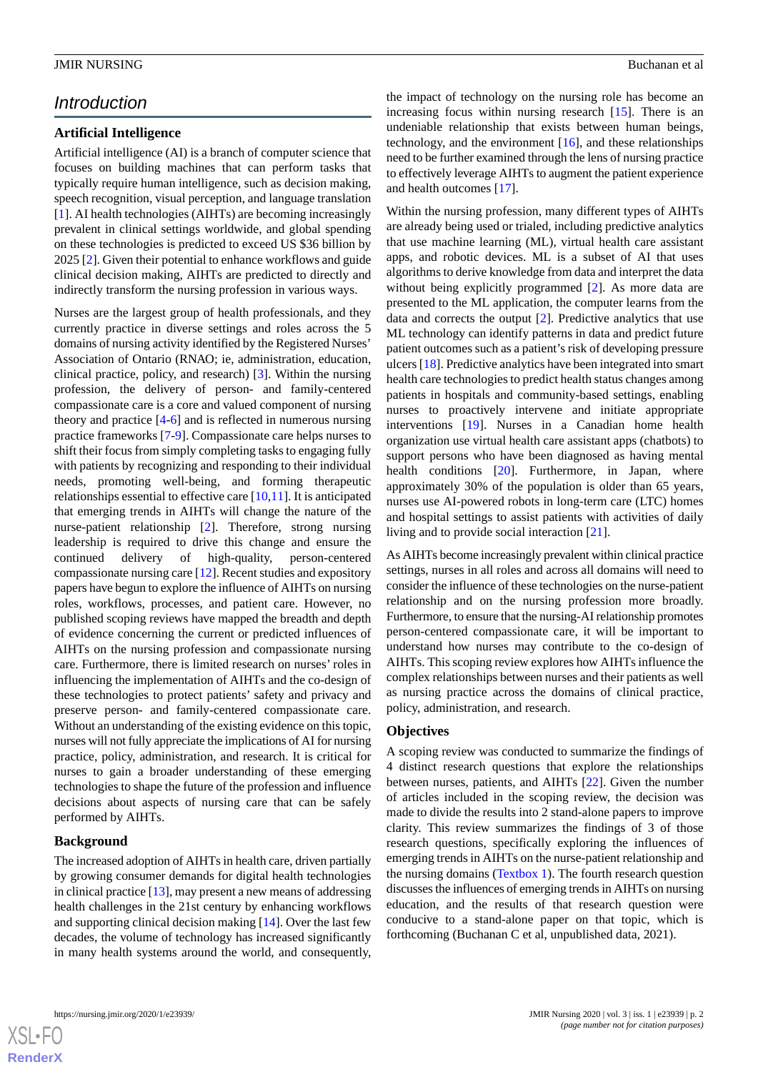## Introduction

### Artificial Intelligence

Artificial intelligence (AI) is a branch of computer science that focuses on building machines that can perform tasks that typically require human intelligence, such as decision making, speech recognition, visual perception, and language translation [1]. AI health technologies (AIHTs) are becoming increasingly prevalent in clinical settings worldwide, and global spending on these technologies is predicted to exceed US $36 billion by 2025 [2]. Given their potential to enhance workflows and guide clinical decision making, AIHTs are predicted to directly and indirectly transform the nursing profession in various ways.

Nurses are the largest group of health professionals, and they currently practice in diverse settings and roles across the 5 domains of nursing activity identified by the Registered Nurses' Association of Ontario (RNAO; ie, administration, education, clinical practice, policy, and research) [3]. Within the nursing profession, the delivery of person- and family-centered compassionate care is a core and valued component of nursing theory and practice [4-6] and is reflected in numerous nursing practice frameworks [7-9]. Compassionate care helps nurses to shift their focus from simply completing tasks to engaging fully with patients by recognizing and responding to their individual needs, promoting well-being, and forming therapeutic relationships essential to effective care [10,11]. It is anticipated that emerging trends in AIHTs will change the nature of the nurse-patient relationship [2]. Therefore, strong nursing leadership is required to drive this change and ensure the continued delivery of high-quality, person-centered compassionate nursing care [12]. Recent studies and expository papers have begun to explore the influence of AIHTs on nursing roles, workflows, processes, and patient care. However, no published scoping reviews have mapped the breadth and depth of evidence concerning the current or predicted influences of AIHTs on the nursing profession and compassionate nursing care. Furthermore, there is limited research on nurses' roles in influencing the implementation of AIHTs and the co-design of these technologies to protect patients' safety and privacy and preserve person- and family-centered compassionate care. Without an understanding of the existing evidence on this topic, nurses will not fully appreciate the implications of AI for nursing practice, policy, administration, and research. It is critical for nurses to gain a broader understanding of these emerging technologies to shape the future of the profession and influence decisions about aspects of nursing care that can be safely performed by AIHTs.

### Background

The increased adoption of AIHTs in health care, driven partially by growing consumer demands for digital health technologies in clinical practice [13], may present a new means of addressing health challenges in the 21st century by enhancing workflows and supporting clinical decision making [14]. Over the last few decades, the volume of technology has increased significantly in many health systems around the world, and consequently, the impact of technology on the nursing role has become an increasing focus within nursing research [15]. There is an undeniable relationship that exists between human beings, technology, and the environment [16], and these relationships need to be further examined through the lens of nursing practice to effectively leverage AIHTs to augment the patient experience and health outcomes [17].

Within the nursing profession, many different types of AIHTs are already being used or trialed, including predictive analytics that use machine learning (ML), virtual health care assistant apps, and robotic devices. ML is a subset of AI that uses algorithms to derive knowledge from data and interpret the data without being explicitly programmed [2]. As more data are presented to the ML application, the computer learns from the data and corrects the output [2]. Predictive analytics that use ML technology can identify patterns in data and predict future patient outcomes such as a patient's risk of developing pressure ulcers [18]. Predictive analytics have been integrated into smart health care technologies to predict health status changes among patients in hospitals and community-based settings, enabling nurses to proactively intervene and initiate appropriate interventions [19]. Nurses in a Canadian home health organization use virtual health care assistant apps (chatbots) to support persons who have been diagnosed as having mental health conditions [20]. Furthermore, in Japan, where approximately 30% of the population is older than 65 years, nurses use AI-powered robots in long-term care (LTC) homes and hospital settings to assist patients with activities of daily living and to provide social interaction [21].

As AIHTs become increasingly prevalent within clinical practice settings, nurses in all roles and across all domains will need to consider the influence of these technologies on the nurse-patient relationship and on the nursing profession more broadly. Furthermore, to ensure that the nursing-AI relationship promotes person-centered compassionate care, it will be important to understand how nurses may contribute to the co-design of AIHTs. This scoping review explores how AIHTs influence the complex relationships between nurses and their patients as well as nursing practice across the domains of clinical practice, policy, administration, and research.

### Objectives

A scoping review was conducted to summarize the findings of 4 distinct research questions that explore the relationships between nurses, patients, and AIHTs [22]. Given the number of articles included in the scoping review, the decision was made to divide the results into 2 stand-alone papers to improve clarity. This review summarizes the findings of 3 of those research questions, specifically exploring the influences of emerging trends in AIHTs on the nurse-patient relationship and the nursing domains (Textbox 1). The fourth research question discusses the influences of emerging trends in AIHTs on nursing education, and the results of that research question were conducive to a stand-alone paper on that topic, which is forthcoming (Buchanan C et al, unpublished data, 2021).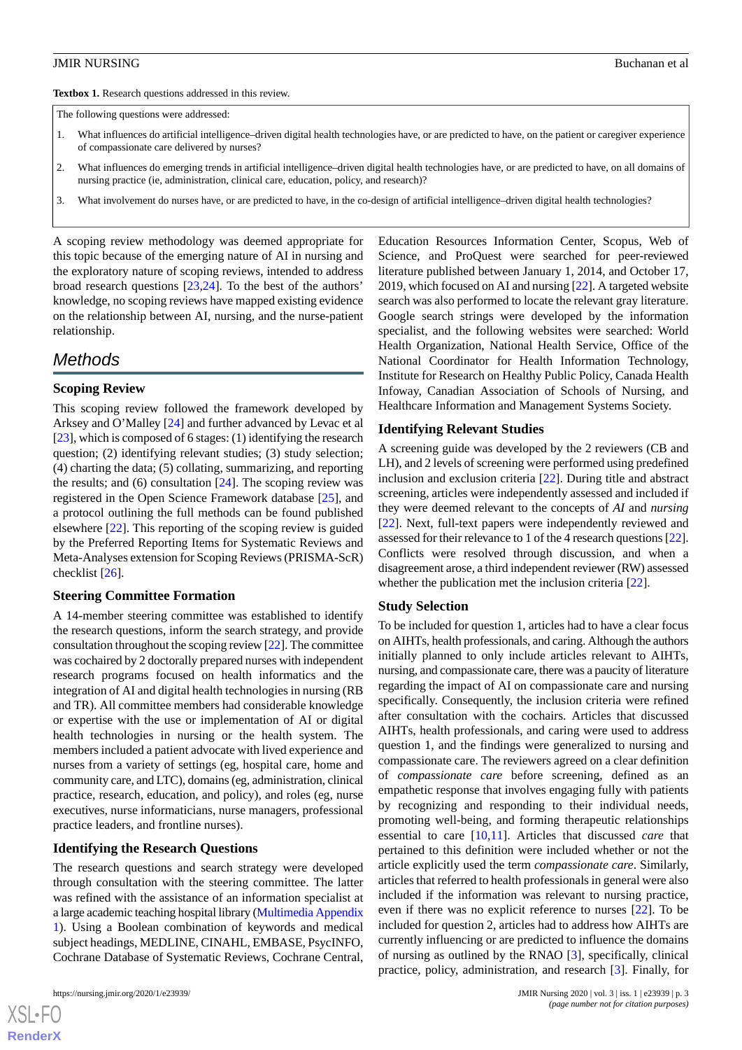**Textbox 1.** Research questions addressed in this review.

The following questions were addressed:

1. What influences do artificial intelligence–driven digital health technologies have, or are predicted to have, on the patient or caregiver experience of compassionate care delivered by nurses?
2. What influences do emerging trends in artificial intelligence–driven digital health technologies have, or are predicted to have, on all domains of nursing practice (ie, administration, clinical care, education, policy, and research)?
3. What involvement do nurses have, or are predicted to have, in the co-design of artificial intelligence–driven digital health technologies?

A scoping review methodology was deemed appropriate for this topic because of the emerging nature of AI in nursing and the exploratory nature of scoping reviews, intended to address broad research questions [23,24]. To the best of the authors' knowledge, no scoping reviews have mapped existing evidence on the relationship between AI, nursing, and the nurse-patient relationship.

# Methods

## Scoping Review

This scoping review followed the framework developed by Arksey and O'Malley [24] and further advanced by Levac et al [23], which is composed of 6 stages: (1) identifying the research question; (2) identifying relevant studies; (3) study selection; (4) charting the data; (5) collating, summarizing, and reporting the results; and (6) consultation [24]. The scoping review was registered in the Open Science Framework database [25], and a protocol outlining the full methods can be found published elsewhere [22]. This reporting of the scoping review is guided by the Preferred Reporting Items for Systematic Reviews and Meta-Analyses extension for Scoping Reviews (PRISMA-ScR) checklist [26].

## Steering Committee Formation

A 14-member steering committee was established to identify the research questions, inform the search strategy, and provide consultation throughout the scoping review [22]. The committee was cochaired by 2 doctorally prepared nurses with independent research programs focused on health informatics and the integration of AI and digital health technologies in nursing (RB and TR). All committee members had considerable knowledge or expertise with the use or implementation of AI or digital health technologies in nursing or the health system. The members included a patient advocate with lived experience and nurses from a variety of settings (eg, hospital care, home and community care, and LTC), domains (eg, administration, clinical practice, research, education, and policy), and roles (eg, nurse executives, nurse informaticians, nurse managers, professional practice leaders, and frontline nurses).

## Identifying the Research Questions

The research questions and search strategy were developed through consultation with the steering committee. The latter was refined with the assistance of an information specialist at a large academic teaching hospital library (Multimedia Appendix 1). Using a Boolean combination of keywords and medical subject headings, MEDLINE, CINAHL, EMBASE, PsycINFO, Cochrane Database of Systematic Reviews, Cochrane Central, Education Resources Information Center, Scopus, Web of Science, and ProQuest were searched for peer-reviewed literature published between January 1, 2014, and October 17, 2019, which focused on AI and nursing [22]. A targeted website search was also performed to locate the relevant gray literature. Google search strings were developed by the information specialist, and the following websites were searched: World Health Organization, National Health Service, Office of the National Coordinator for Health Information Technology, Institute for Research on Healthy Public Policy, Canada Health Infoway, Canadian Association of Schools of Nursing, and Healthcare Information and Management Systems Society.

## Identifying Relevant Studies

A screening guide was developed by the 2 reviewers (CB and LH), and 2 levels of screening were performed using predefined inclusion and exclusion criteria [22]. During title and abstract screening, articles were independently assessed and included if they were deemed relevant to the concepts of *AI* and *nursing* [22]. Next, full-text papers were independently reviewed and assessed for their relevance to 1 of the 4 research questions [22]. Conflicts were resolved through discussion, and when a disagreement arose, a third independent reviewer (RW) assessed whether the publication met the inclusion criteria [22].

## Study Selection

To be included for question 1, articles had to have a clear focus on AIHTs, health professionals, and caring. Although the authors initially planned to only include articles relevant to AIHTs, nursing, and compassionate care, there was a paucity of literature regarding the impact of AI on compassionate care and nursing specifically. Consequently, the inclusion criteria were refined after consultation with the cochairs. Articles that discussed AIHTs, health professionals, and caring were used to address question 1, and the findings were generalized to nursing and compassionate care. The reviewers agreed on a clear definition of *compassionate care* before screening, defined as an empathetic response that involves engaging fully with patients by recognizing and responding to their individual needs, promoting well-being, and forming therapeutic relationships essential to care [10,11]. Articles that discussed *care* that pertained to this definition were included whether or not the article explicitly used the term *compassionate care*. Similarly, articles that referred to health professionals in general were also included if the information was relevant to nursing practice, even if there was no explicit reference to nurses [22]. To be included for question 2, articles had to address how AIHTs are currently influencing or are predicted to influence the domains of nursing as outlined by the RNAO [3], specifically, clinical practice, policy, administration, and research [3]. Finally, for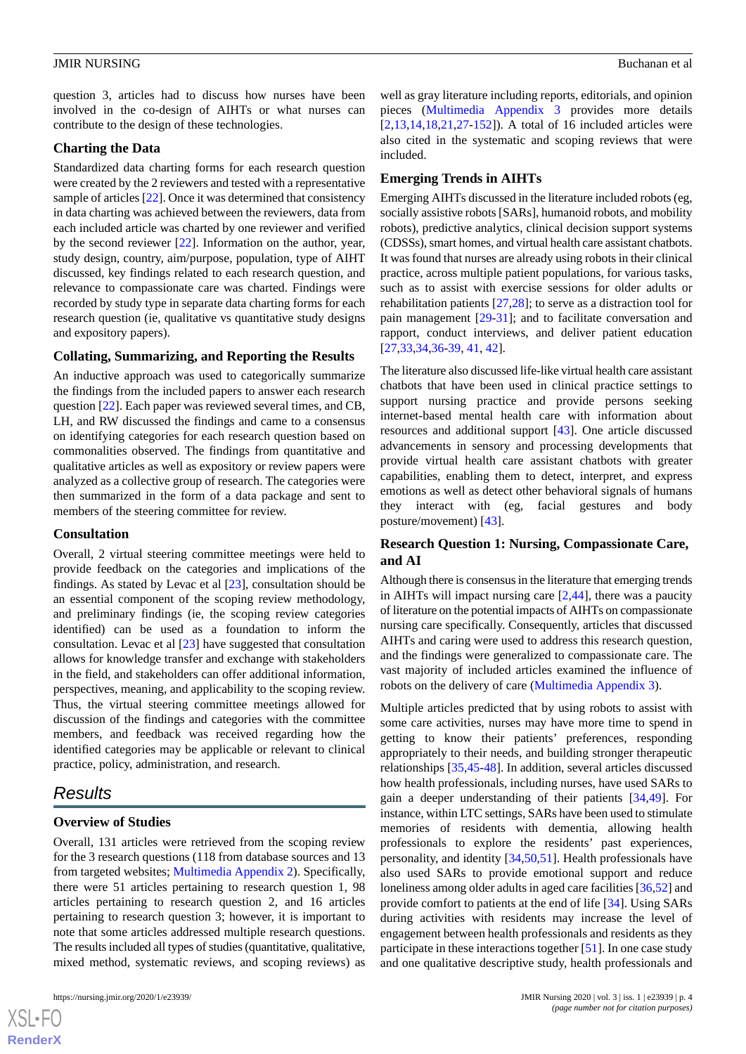question 3, articles had to discuss how nurses have been involved in the co-design of AIHTs or what nurses can contribute to the design of these technologies.

### Charting the Data

Standardized data charting forms for each research question were created by the 2 reviewers and tested with a representative sample of articles [22]. Once it was determined that consistency in data charting was achieved between the reviewers, data from each included article was charted by one reviewer and verified by the second reviewer [22]. Information on the author, year, study design, country, aim/purpose, population, type of AIHT discussed, key findings related to each research question, and relevance to compassionate care was charted. Findings were recorded by study type in separate data charting forms for each research question (ie, qualitative vs quantitative study designs and expository papers).

### Collating, Summarizing, and Reporting the Results

An inductive approach was used to categorically summarize the findings from the included papers to answer each research question [22]. Each paper was reviewed several times, and CB, LH, and RW discussed the findings and came to a consensus on identifying categories for each research question based on commonalities observed. The findings from quantitative and qualitative articles as well as expository or review papers were analyzed as a collective group of research. The categories were then summarized in the form of a data package and sent to members of the steering committee for review.

### Consultation

Overall, 2 virtual steering committee meetings were held to provide feedback on the categories and implications of the findings. As stated by Levac et al [23], consultation should be an essential component of the scoping review methodology, and preliminary findings (ie, the scoping review categories identified) can be used as a foundation to inform the consultation. Levac et al [23] have suggested that consultation allows for knowledge transfer and exchange with stakeholders in the field, and stakeholders can offer additional information, perspectives, meaning, and applicability to the scoping review. Thus, the virtual steering committee meetings allowed for discussion of the findings and categories with the committee members, and feedback was received regarding how the identified categories may be applicable or relevant to clinical practice, policy, administration, and research.

## Results

### Overview of Studies

Overall, 131 articles were retrieved from the scoping review for the 3 research questions (118 from database sources and 13 from targeted websites; Multimedia Appendix 2). Specifically, there were 51 articles pertaining to research question 1, 98 articles pertaining to research question 2, and 16 articles pertaining to research question 3; however, it is important to note that some articles addressed multiple research questions. The results included all types of studies (quantitative, qualitative, mixed method, systematic reviews, and scoping reviews) as well as gray literature including reports, editorials, and opinion pieces (Multimedia Appendix 3 provides more details [2,13,14,18,21,27-152]). A total of 16 included articles were also cited in the systematic and scoping reviews that were included.

### Emerging Trends in AIHTs

Emerging AIHTs discussed in the literature included robots (eg, socially assistive robots [SARs], humanoid robots, and mobility robots), predictive analytics, clinical decision support systems (CDSSs), smart homes, and virtual health care assistant chatbots. It was found that nurses are already using robots in their clinical practice, across multiple patient populations, for various tasks, such as to assist with exercise sessions for older adults or rehabilitation patients [27,28]; to serve as a distraction tool for pain management [29-31]; and to facilitate conversation and rapport, conduct interviews, and deliver patient education [27,33,34,36-39, 41, 42].

The literature also discussed life-like virtual health care assistant chatbots that have been used in clinical practice settings to support nursing practice and provide persons seeking internet-based mental health care with information about resources and additional support [43]. One article discussed advancements in sensory and processing developments that provide virtual health care assistant chatbots with greater capabilities, enabling them to detect, interpret, and express emotions as well as detect other behavioral signals of humans they interact with (eg, facial gestures and body posture/movement) [43].

### Research Question 1: Nursing, Compassionate Care, and AI

Although there is consensus in the literature that emerging trends in AIHTs will impact nursing care [2,44], there was a paucity of literature on the potential impacts of AIHTs on compassionate nursing care specifically. Consequently, articles that discussed AIHTs and caring were used to address this research question, and the findings were generalized to compassionate care. The vast majority of included articles examined the influence of robots on the delivery of care (Multimedia Appendix 3).

Multiple articles predicted that by using robots to assist with some care activities, nurses may have more time to spend in getting to know their patients' preferences, responding appropriately to their needs, and building stronger therapeutic relationships [35,45-48]. In addition, several articles discussed how health professionals, including nurses, have used SARs to gain a deeper understanding of their patients [34,49]. For instance, within LTC settings, SARs have been used to stimulate memories of residents with dementia, allowing health professionals to explore the residents' past experiences, personality, and identity [34,50,51]. Health professionals have also used SARs to provide emotional support and reduce loneliness among older adults in aged care facilities [36,52] and provide comfort to patients at the end of life [34]. Using SARs during activities with residents may increase the level of engagement between health professionals and residents as they participate in these interactions together [51]. In one case study and one qualitative descriptive study, health professionals and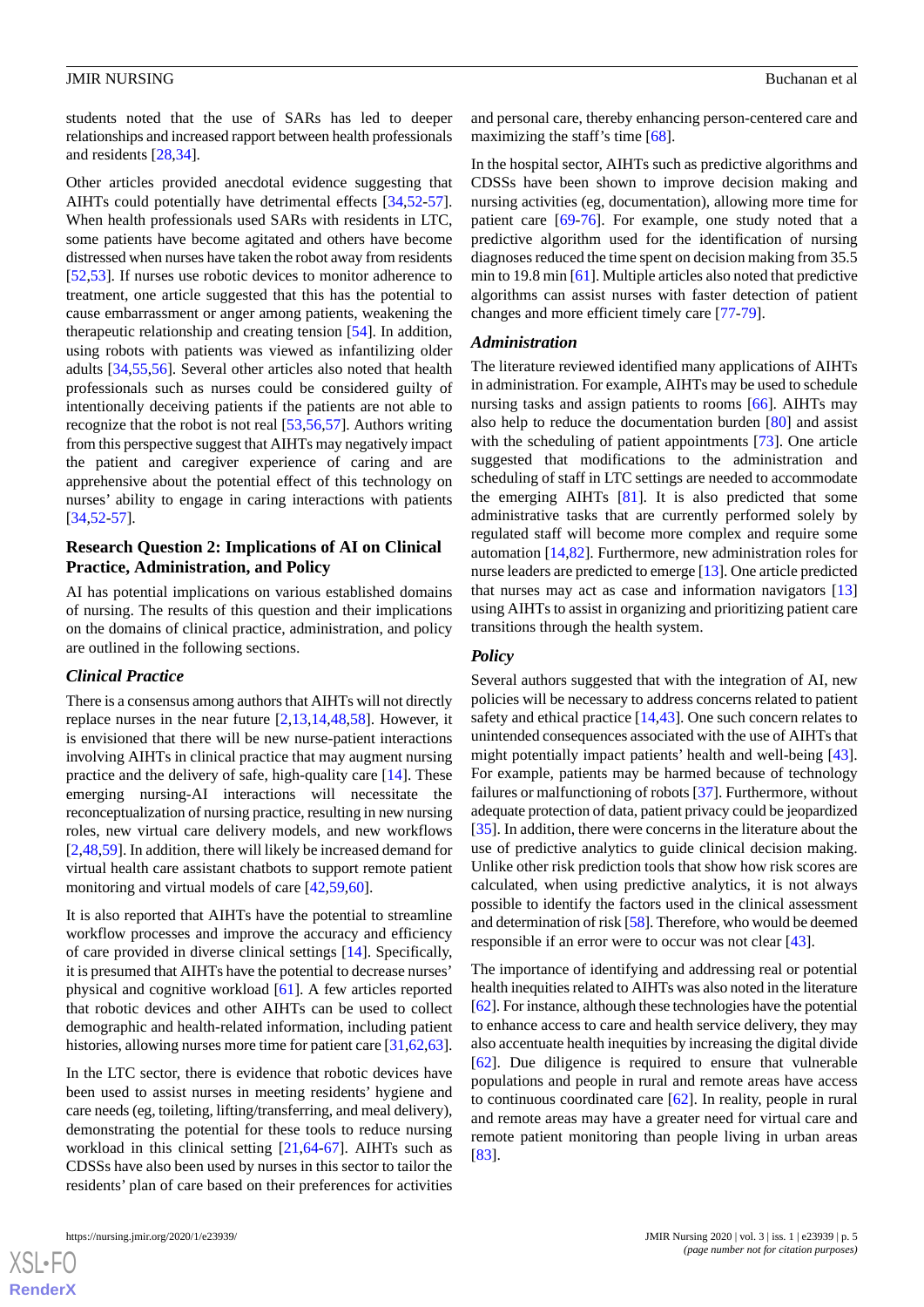students noted that the use of SARs has led to deeper relationships and increased rapport between health professionals and residents [28,34].

Other articles provided anecdotal evidence suggesting that AIHTs could potentially have detrimental effects [34,52-57]. When health professionals used SARs with residents in LTC, some patients have become agitated and others have become distressed when nurses have taken the robot away from residents [52,53]. If nurses use robotic devices to monitor adherence to treatment, one article suggested that this has the potential to cause embarrassment or anger among patients, weakening the therapeutic relationship and creating tension [54]. In addition, using robots with patients was viewed as infantilizing older adults [34,55,56]. Several other articles also noted that health professionals such as nurses could be considered guilty of intentionally deceiving patients if the patients are not able to recognize that the robot is not real [53,56,57]. Authors writing from this perspective suggest that AIHTs may negatively impact the patient and caregiver experience of caring and are apprehensive about the potential effect of this technology on nurses' ability to engage in caring interactions with patients [34,52-57].

## Research Question 2: Implications of AI on Clinical Practice, Administration, and Policy

AI has potential implications on various established domains of nursing. The results of this question and their implications on the domains of clinical practice, administration, and policy are outlined in the following sections.

### *Clinical Practice*

There is a consensus among authors that AIHTs will not directly replace nurses in the near future [2,13,14,48,58]. However, it is envisioned that there will be new nurse-patient interactions involving AIHTs in clinical practice that may augment nursing practice and the delivery of safe, high-quality care [14]. These emerging nursing-AI interactions will necessitate the reconceptualization of nursing practice, resulting in new nursing roles, new virtual care delivery models, and new workflows [2,48,59]. In addition, there will likely be increased demand for virtual health care assistant chatbots to support remote patient monitoring and virtual models of care [42,59,60].

It is also reported that AIHTs have the potential to streamline workflow processes and improve the accuracy and efficiency of care provided in diverse clinical settings [14]. Specifically, it is presumed that AIHTs have the potential to decrease nurses' physical and cognitive workload [61]. A few articles reported that robotic devices and other AIHTs can be used to collect demographic and health-related information, including patient histories, allowing nurses more time for patient care [31,62,63].

In the LTC sector, there is evidence that robotic devices have been used to assist nurses in meeting residents' hygiene and care needs (eg, toileting, lifting/transferring, and meal delivery), demonstrating the potential for these tools to reduce nursing workload in this clinical setting [21,64-67]. AIHTs such as CDSSs have also been used by nurses in this sector to tailor the residents' plan of care based on their preferences for activities and personal care, thereby enhancing person-centered care and maximizing the staff's time [68].

In the hospital sector, AIHTs such as predictive algorithms and CDSSs have been shown to improve decision making and nursing activities (eg, documentation), allowing more time for patient care [69-76]. For example, one study noted that a predictive algorithm used for the identification of nursing diagnoses reduced the time spent on decision making from 35.5 min to 19.8 min [61]. Multiple articles also noted that predictive algorithms can assist nurses with faster detection of patient changes and more efficient timely care [77-79].

### *Administration*

The literature reviewed identified many applications of AIHTs in administration. For example, AIHTs may be used to schedule nursing tasks and assign patients to rooms [66]. AIHTs may also help to reduce the documentation burden [80] and assist with the scheduling of patient appointments [73]. One article suggested that modifications to the administration and scheduling of staff in LTC settings are needed to accommodate the emerging AIHTs [81]. It is also predicted that some administrative tasks that are currently performed solely by regulated staff will become more complex and require some automation [14,82]. Furthermore, new administration roles for nurse leaders are predicted to emerge [13]. One article predicted that nurses may act as care and information navigators [13] using AIHTs to assist in organizing and prioritizing patient care transitions through the health system.

### *Policy*

Several authors suggested that with the integration of AI, new policies will be necessary to address concerns related to patient safety and ethical practice [14,43]. One such concern relates to unintended consequences associated with the use of AIHTs that might potentially impact patients' health and well-being [43]. For example, patients may be harmed because of technology failures or malfunctioning of robots [37]. Furthermore, without adequate protection of data, patient privacy could be jeopardized [35]. In addition, there were concerns in the literature about the use of predictive analytics to guide clinical decision making. Unlike other risk prediction tools that show how risk scores are calculated, when using predictive analytics, it is not always possible to identify the factors used in the clinical assessment and determination of risk [58]. Therefore, who would be deemed responsible if an error were to occur was not clear [43].

The importance of identifying and addressing real or potential health inequities related to AIHTs was also noted in the literature [62]. For instance, although these technologies have the potential to enhance access to care and health service delivery, they may also accentuate health inequities by increasing the digital divide [62]. Due diligence is required to ensure that vulnerable populations and people in rural and remote areas have access to continuous coordinated care [62]. In reality, people in rural and remote areas may have a greater need for virtual care and remote patient monitoring than people living in urban areas [83].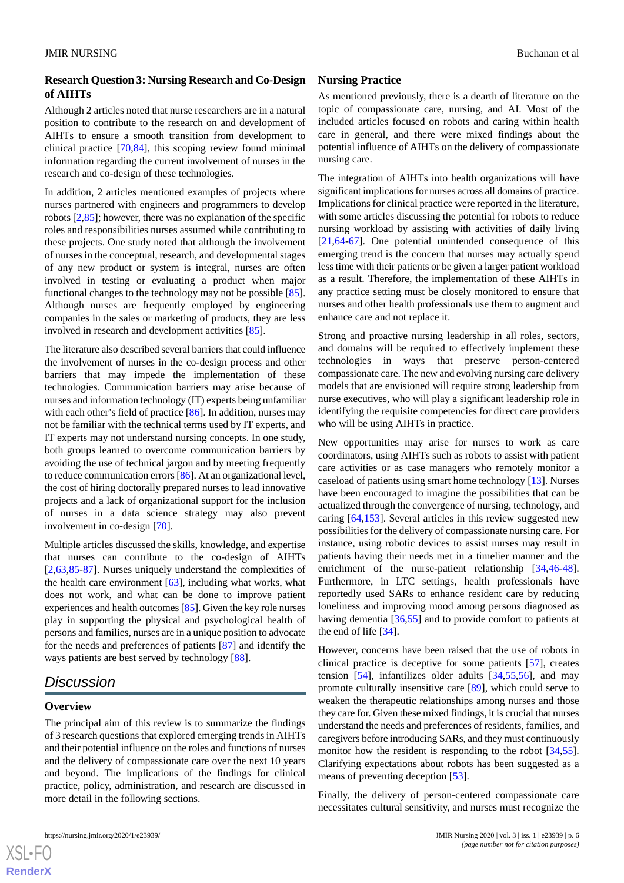### Research Question 3: Nursing Research and Co-Design of AIHTs

Although 2 articles noted that nurse researchers are in a natural position to contribute to the research on and development of AIHTs to ensure a smooth transition from development to clinical practice [70,84], this scoping review found minimal information regarding the current involvement of nurses in the research and co-design of these technologies.

In addition, 2 articles mentioned examples of projects where nurses partnered with engineers and programmers to develop robots [2,85]; however, there was no explanation of the specific roles and responsibilities nurses assumed while contributing to these projects. One study noted that although the involvement of nurses in the conceptual, research, and developmental stages of any new product or system is integral, nurses are often involved in testing or evaluating a product when major functional changes to the technology may not be possible [85]. Although nurses are frequently employed by engineering companies in the sales or marketing of products, they are less involved in research and development activities [85].

The literature also described several barriers that could influence the involvement of nurses in the co-design process and other barriers that may impede the implementation of these technologies. Communication barriers may arise because of nurses and information technology (IT) experts being unfamiliar with each other's field of practice [86]. In addition, nurses may not be familiar with the technical terms used by IT experts, and IT experts may not understand nursing concepts. In one study, both groups learned to overcome communication barriers by avoiding the use of technical jargon and by meeting frequently to reduce communication errors [86]. At an organizational level, the cost of hiring doctorally prepared nurses to lead innovative projects and a lack of organizational support for the inclusion of nurses in a data science strategy may also prevent involvement in co-design [70].

Multiple articles discussed the skills, knowledge, and expertise that nurses can contribute to the co-design of AIHTs [2,63,85-87]. Nurses uniquely understand the complexities of the health care environment [63], including what works, what does not work, and what can be done to improve patient experiences and health outcomes [85]. Given the key role nurses play in supporting the physical and psychological health of persons and families, nurses are in a unique position to advocate for the needs and preferences of patients [87] and identify the ways patients are best served by technology [88].

## Discussion

### Overview

The principal aim of this review is to summarize the findings of 3 research questions that explored emerging trends in AIHTs and their potential influence on the roles and functions of nurses and the delivery of compassionate care over the next 10 years and beyond. The implications of the findings for clinical practice, policy, administration, and research are discussed in more detail in the following sections.

### Nursing Practice

As mentioned previously, there is a dearth of literature on the topic of compassionate care, nursing, and AI. Most of the included articles focused on robots and caring within health care in general, and there were mixed findings about the potential influence of AIHTs on the delivery of compassionate nursing care.

The integration of AIHTs into health organizations will have significant implications for nurses across all domains of practice. Implications for clinical practice were reported in the literature, with some articles discussing the potential for robots to reduce nursing workload by assisting with activities of daily living [21,64-67]. One potential unintended consequence of this emerging trend is the concern that nurses may actually spend less time with their patients or be given a larger patient workload as a result. Therefore, the implementation of these AIHTs in any practice setting must be closely monitored to ensure that nurses and other health professionals use them to augment and enhance care and not replace it.

Strong and proactive nursing leadership in all roles, sectors, and domains will be required to effectively implement these technologies in ways that preserve person-centered compassionate care. The new and evolving nursing care delivery models that are envisioned will require strong leadership from nurse executives, who will play a significant leadership role in identifying the requisite competencies for direct care providers who will be using AIHTs in practice.

New opportunities may arise for nurses to work as care coordinators, using AIHTs such as robots to assist with patient care activities or as case managers who remotely monitor a caseload of patients using smart home technology [13]. Nurses have been encouraged to imagine the possibilities that can be actualized through the convergence of nursing, technology, and caring [64,153]. Several articles in this review suggested new possibilities for the delivery of compassionate nursing care. For instance, using robotic devices to assist nurses may result in patients having their needs met in a timelier manner and the enrichment of the nurse-patient relationship [34,46-48]. Furthermore, in LTC settings, health professionals have reportedly used SARs to enhance resident care by reducing loneliness and improving mood among persons diagnosed as having dementia [36,55] and to provide comfort to patients at the end of life [34].

However, concerns have been raised that the use of robots in clinical practice is deceptive for some patients [57], creates tension [54], infantilizes older adults [34,55,56], and may promote culturally insensitive care [89], which could serve to weaken the therapeutic relationships among nurses and those they care for. Given these mixed findings, it is crucial that nurses understand the needs and preferences of residents, families, and caregivers before introducing SARs, and they must continuously monitor how the resident is responding to the robot [34,55]. Clarifying expectations about robots has been suggested as a means of preventing deception [53].

Finally, the delivery of person-centered compassionate care necessitates cultural sensitivity, and nurses must recognize the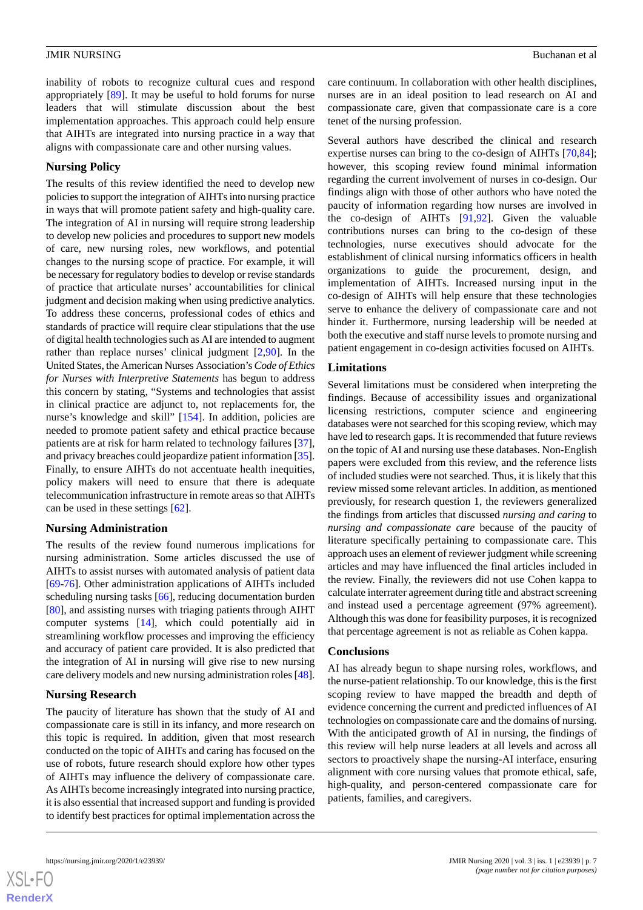inability of robots to recognize cultural cues and respond appropriately [89]. It may be useful to hold forums for nurse leaders that will stimulate discussion about the best implementation approaches. This approach could help ensure that AIHTs are integrated into nursing practice in a way that aligns with compassionate care and other nursing values.

### Nursing Policy

The results of this review identified the need to develop new policies to support the integration of AIHTs into nursing practice in ways that will promote patient safety and high-quality care. The integration of AI in nursing will require strong leadership to develop new policies and procedures to support new models of care, new nursing roles, new workflows, and potential changes to the nursing scope of practice. For example, it will be necessary for regulatory bodies to develop or revise standards of practice that articulate nurses' accountabilities for clinical judgment and decision making when using predictive analytics. To address these concerns, professional codes of ethics and standards of practice will require clear stipulations that the use of digital health technologies such as AI are intended to augment rather than replace nurses' clinical judgment [2,90]. In the United States, the American Nurses Association's *Code of Ethics for Nurses with Interpretive Statements* has begun to address this concern by stating, "Systems and technologies that assist in clinical practice are adjunct to, not replacements for, the nurse's knowledge and skill" [154]. In addition, policies are needed to promote patient safety and ethical practice because patients are at risk for harm related to technology failures [37], and privacy breaches could jeopardize patient information [35]. Finally, to ensure AIHTs do not accentuate health inequities, policy makers will need to ensure that there is adequate telecommunication infrastructure in remote areas so that AIHTs can be used in these settings [62].

### Nursing Administration

The results of the review found numerous implications for nursing administration. Some articles discussed the use of AIHTs to assist nurses with automated analysis of patient data [69-76]. Other administration applications of AIHTs included scheduling nursing tasks [66], reducing documentation burden [80], and assisting nurses with triaging patients through AIHT computer systems [14], which could potentially aid in streamlining workflow processes and improving the efficiency and accuracy of patient care provided. It is also predicted that the integration of AI in nursing will give rise to new nursing care delivery models and new nursing administration roles [48].

### Nursing Research

The paucity of literature has shown that the study of AI and compassionate care is still in its infancy, and more research on this topic is required. In addition, given that most research conducted on the topic of AIHTs and caring has focused on the use of robots, future research should explore how other types of AIHTs may influence the delivery of compassionate care. As AIHTs become increasingly integrated into nursing practice, it is also essential that increased support and funding is provided to identify best practices for optimal implementation across the care continuum. In collaboration with other health disciplines, nurses are in an ideal position to lead research on AI and compassionate care, given that compassionate care is a core tenet of the nursing profession.

Several authors have described the clinical and research expertise nurses can bring to the co-design of AIHTs [70,84]; however, this scoping review found minimal information regarding the current involvement of nurses in co-design. Our findings align with those of other authors who have noted the paucity of information regarding how nurses are involved in the co-design of AIHTs [91,92]. Given the valuable contributions nurses can bring to the co-design of these technologies, nurse executives should advocate for the establishment of clinical nursing informatics officers in health organizations to guide the procurement, design, and implementation of AIHTs. Increased nursing input in the co-design of AIHTs will help ensure that these technologies serve to enhance the delivery of compassionate care and not hinder it. Furthermore, nursing leadership will be needed at both the executive and staff nurse levels to promote nursing and patient engagement in co-design activities focused on AIHTs.

### Limitations

Several limitations must be considered when interpreting the findings. Because of accessibility issues and organizational licensing restrictions, computer science and engineering databases were not searched for this scoping review, which may have led to research gaps. It is recommended that future reviews on the topic of AI and nursing use these databases. Non-English papers were excluded from this review, and the reference lists of included studies were not searched. Thus, it is likely that this review missed some relevant articles. In addition, as mentioned previously, for research question 1, the reviewers generalized the findings from articles that discussed *nursing and caring* to *nursing and compassionate care* because of the paucity of literature specifically pertaining to compassionate care. This approach uses an element of reviewer judgment while screening articles and may have influenced the final articles included in the review. Finally, the reviewers did not use Cohen kappa to calculate interrater agreement during title and abstract screening and instead used a percentage agreement (97% agreement). Although this was done for feasibility purposes, it is recognized that percentage agreement is not as reliable as Cohen kappa.

### Conclusions

AI has already begun to shape nursing roles, workflows, and the nurse-patient relationship. To our knowledge, this is the first scoping review to have mapped the breadth and depth of evidence concerning the current and predicted influences of AI technologies on compassionate care and the domains of nursing. With the anticipated growth of AI in nursing, the findings of this review will help nurse leaders at all levels and across all sectors to proactively shape the nursing-AI interface, ensuring alignment with core nursing values that promote ethical, safe, high-quality, and person-centered compassionate care for patients, families, and caregivers.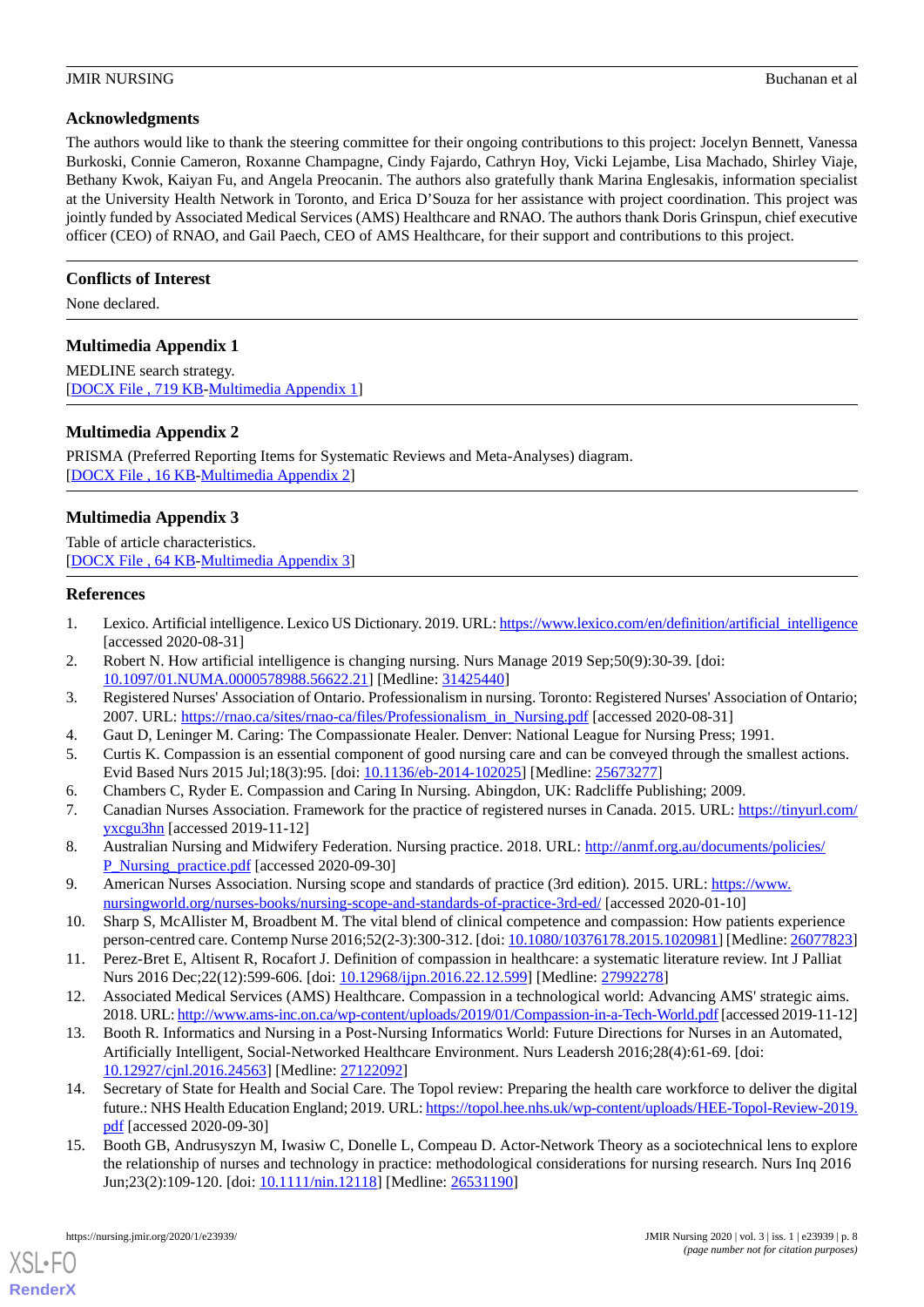## Acknowledgments

The authors would like to thank the steering committee for their ongoing contributions to this project: Jocelyn Bennett, Vanessa Burkoski, Connie Cameron, Roxanne Champagne, Cindy Fajardo, Cathryn Hoy, Vicki Lejambe, Lisa Machado, Shirley Viaje, Bethany Kwok, Kaiyan Fu, and Angela Preocanin. The authors also gratefully thank Marina Englesakis, information specialist at the University Health Network in Toronto, and Erica D'Souza for her assistance with project coordination. This project was jointly funded by Associated Medical Services (AMS) Healthcare and RNAO. The authors thank Doris Grinspun, chief executive officer (CEO) of RNAO, and Gail Paech, CEO of AMS Healthcare, for their support and contributions to this project.

## Conflicts of Interest

None declared.

## Multimedia Appendix 1

MEDLINE search strategy.
[DOCX File , 719 KB-Multimedia Appendix 1]

## Multimedia Appendix 2

PRISMA (Preferred Reporting Items for Systematic Reviews and Meta-Analyses) diagram.
[DOCX File , 16 KB-Multimedia Appendix 2]

## Multimedia Appendix 3

Table of article characteristics.
[DOCX File , 64 KB-Multimedia Appendix 3]

## References

1. Lexico. Artificial intelligence. Lexico US Dictionary. 2019. URL: https://www.lexico.com/en/definition/artificial_intelligence [accessed 2020-08-31]
2. Robert N. How artificial intelligence is changing nursing. Nurs Manage 2019 Sep;50(9):30-39. [doi: 10.1097/01.NUMA.0000578988.56622.21] [Medline: 31425440]
3. Registered Nurses' Association of Ontario. Professionalism in nursing. Toronto: Registered Nurses' Association of Ontario; 2007. URL: https://rnao.ca/sites/rnao-ca/files/Professionalism_in_Nursing.pdf [accessed 2020-08-31]
4. Gaut D, Leninger M. Caring: The Compassionate Healer. Denver: National League for Nursing Press; 1991.
5. Curtis K. Compassion is an essential component of good nursing care and can be conveyed through the smallest actions. Evid Based Nurs 2015 Jul;18(3):95. [doi: 10.1136/eb-2014-102025] [Medline: 25673277]
6. Chambers C, Ryder E. Compassion and Caring In Nursing. Abingdon, UK: Radcliffe Publishing; 2009.
7. Canadian Nurses Association. Framework for the practice of registered nurses in Canada. 2015. URL: https://tinyurl.com/yxcgu3hn [accessed 2019-11-12]
8. Australian Nursing and Midwifery Federation. Nursing practice. 2018. URL: http://anmf.org.au/documents/policies/P_Nursing_practice.pdf [accessed 2020-09-30]
9. American Nurses Association. Nursing scope and standards of practice (3rd edition). 2015. URL: https://www.nursingworld.org/nurses-books/nursing-scope-and-standards-of-practice-3rd-ed/ [accessed 2020-01-10]
10. Sharp S, McAllister M, Broadbent M. The vital blend of clinical competence and compassion: How patients experience person-centred care. Contemp Nurse 2016;52(2-3):300-312. [doi: 10.1080/10376178.2015.1020981] [Medline: 26077823]
11. Perez-Bret E, Altisent R, Rocafort J. Definition of compassion in healthcare: a systematic literature review. Int J Palliat Nurs 2016 Dec;22(12):599-606. [doi: 10.12968/ijpn.2016.22.12.599] [Medline: 27992278]
12. Associated Medical Services (AMS) Healthcare. Compassion in a technological world: Advancing AMS' strategic aims. 2018. URL: http://www.ams-inc.on.ca/wp-content/uploads/2019/01/Compassion-in-a-Tech-World.pdf [accessed 2019-11-12]
13. Booth R. Informatics and Nursing in a Post-Nursing Informatics World: Future Directions for Nurses in an Automated, Artificially Intelligent, Social-Networked Healthcare Environment. Nurs Leadersh 2016;28(4):61-69. [doi: 10.12927/cjnl.2016.24563] [Medline: 27122092]
14. Secretary of State for Health and Social Care. The Topol review: Preparing the health care workforce to deliver the digital future.: NHS Health Education England; 2019. URL: https://topol.hee.nhs.uk/wp-content/uploads/HEE-Topol-Review-2019.pdf [accessed 2020-09-30]
15. Booth GB, Andrusyszyn M, Iwasiw C, Donelle L, Compeau D. Actor-Network Theory as a sociotechnical lens to explore the relationship of nurses and technology in practice: methodological considerations for nursing research. Nurs Inq 2016 Jun;23(2):109-120. [doi: 10.1111/nin.12118] [Medline: 26531190]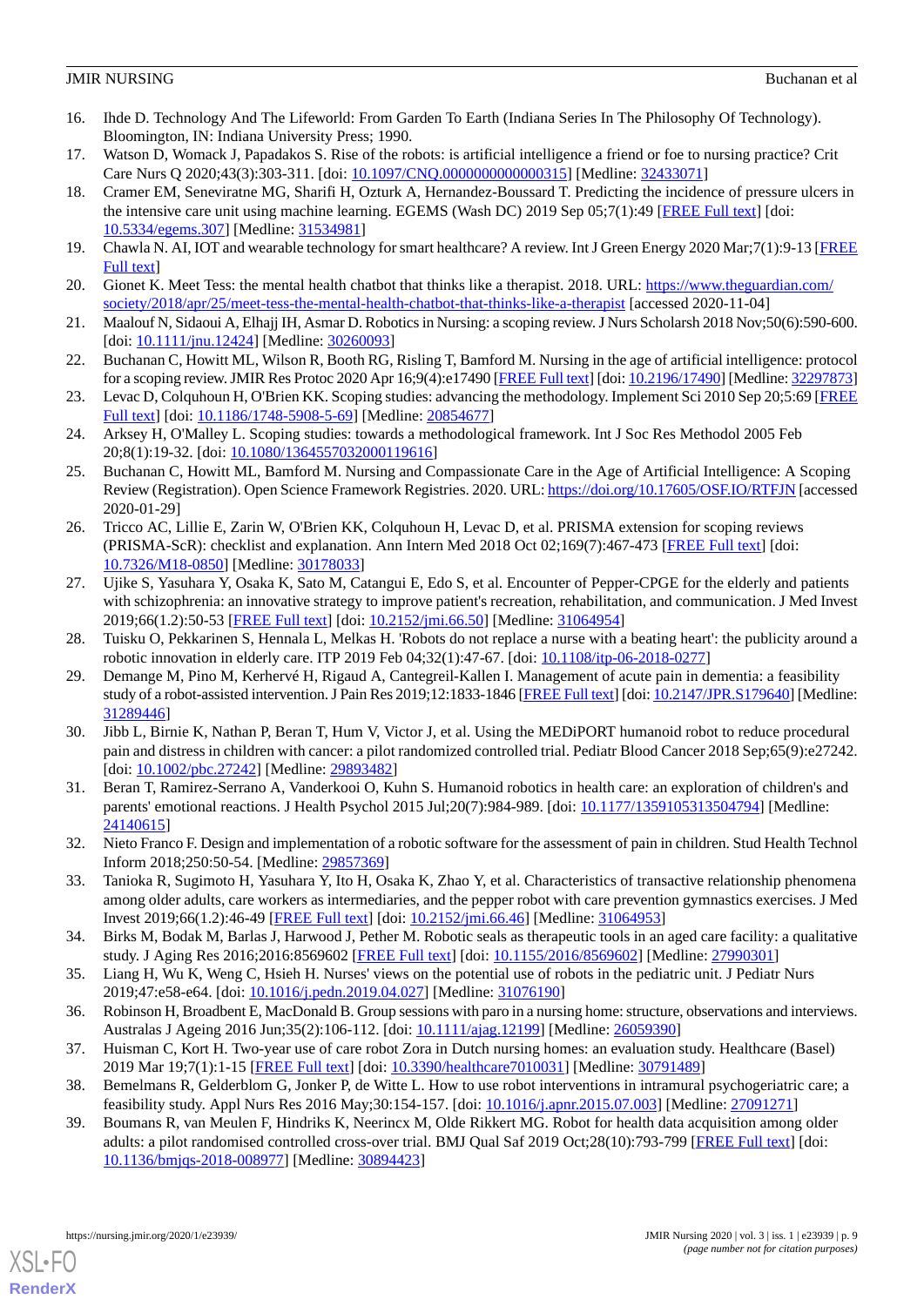16. Ihde D. Technology And The Lifeworld: From Garden To Earth (Indiana Series In The Philosophy Of Technology). Bloomington, IN: Indiana University Press; 1990.
17. Watson D, Womack J, Papadakos S. Rise of the robots: is artificial intelligence a friend or foe to nursing practice? Crit Care Nurs Q 2020;43(3):303-311. [doi: 10.1097/CNQ.0000000000000315] [Medline: 32433071]
18. Cramer EM, Seneviratne MG, Sharifi H, Ozturk A, Hernandez-Boussard T. Predicting the incidence of pressure ulcers in the intensive care unit using machine learning. EGEMS (Wash DC) 2019 Sep 05;7(1):49 [FREE Full text] [doi: 10.5334/egems.307] [Medline: 31534981]
19. Chawla N. AI, IOT and wearable technology for smart healthcare? A review. Int J Green Energy 2020 Mar;7(1):9-13 [FREE Full text]
20. Gionet K. Meet Tess: the mental health chatbot that thinks like a therapist. 2018. URL: https://www.theguardian.com/society/2018/apr/25/meet-tess-the-mental-health-chatbot-that-thinks-like-a-therapist [accessed 2020-11-04]
21. Maalouf N, Sidaoui A, Elhajj IH, Asmar D. Robotics in Nursing: a scoping review. J Nurs Scholarsh 2018 Nov;50(6):590-600. [doi: 10.1111/jnu.12424] [Medline: 30260093]
22. Buchanan C, Howitt ML, Wilson R, Booth RG, Risling T, Bamford M. Nursing in the age of artificial intelligence: protocol for a scoping review. JMIR Res Protoc 2020 Apr 16;9(4):e17490 [FREE Full text] [doi: 10.2196/17490] [Medline: 32297873]
23. Levac D, Colquhoun H, O'Brien KK. Scoping studies: advancing the methodology. Implement Sci 2010 Sep 20;5:69 [FREE Full text] [doi: 10.1186/1748-5908-5-69] [Medline: 20854677]
24. Arksey H, O'Malley L. Scoping studies: towards a methodological framework. Int J Soc Res Methodol 2005 Feb 20;8(1):19-32. [doi: 10.1080/1364557032000119616]
25. Buchanan C, Howitt ML, Bamford M. Nursing and Compassionate Care in the Age of Artificial Intelligence: A Scoping Review (Registration). Open Science Framework Registries. 2020. URL: https://doi.org/10.17605/OSF.IO/RTFJN [accessed 2020-01-29]
26. Tricco AC, Lillie E, Zarin W, O'Brien KK, Colquhoun H, Levac D, et al. PRISMA extension for scoping reviews (PRISMA-ScR): checklist and explanation. Ann Intern Med 2018 Oct 02;169(7):467-473 [FREE Full text] [doi: 10.7326/M18-0850] [Medline: 30178033]
27. Ujike S, Yasuhara Y, Osaka K, Sato M, Catangui E, Edo S, et al. Encounter of Pepper-CPGE for the elderly and patients with schizophrenia: an innovative strategy to improve patient's recreation, rehabilitation, and communication. J Med Invest 2019;66(1.2):50-53 [FREE Full text] [doi: 10.2152/jmi.66.50] [Medline: 31064954]
28. Tuisku O, Pekkarinen S, Hennala L, Melkas H. 'Robots do not replace a nurse with a beating heart': the publicity around a robotic innovation in elderly care. ITP 2019 Feb 04;32(1):47-67. [doi: 10.1108/itp-06-2018-0277]
29. Demange M, Pino M, Kerhervé H, Rigaud A, Cantegreil-Kallen I. Management of acute pain in dementia: a feasibility study of a robot-assisted intervention. J Pain Res 2019;12:1833-1846 [FREE Full text] [doi: 10.2147/JPR.S179640] [Medline: 31289446]
30. Jibb L, Birnie K, Nathan P, Beran T, Hum V, Victor J, et al. Using the MEDiPORT humanoid robot to reduce procedural pain and distress in children with cancer: a pilot randomized controlled trial. Pediatr Blood Cancer 2018 Sep;65(9):e27242. [doi: 10.1002/pbc.27242] [Medline: 29893482]
31. Beran T, Ramirez-Serrano A, Vanderkooi O, Kuhn S. Humanoid robotics in health care: an exploration of children's and parents' emotional reactions. J Health Psychol 2015 Jul;20(7):984-989. [doi: 10.1177/1359105313504794] [Medline: 24140615]
32. Nieto Franco F. Design and implementation of a robotic software for the assessment of pain in children. Stud Health Technol Inform 2018;250:50-54. [Medline: 29857369]
33. Tanioka R, Sugimoto H, Yasuhara Y, Ito H, Osaka K, Zhao Y, et al. Characteristics of transactive relationship phenomena among older adults, care workers as intermediaries, and the pepper robot with care prevention gymnastics exercises. J Med Invest 2019;66(1.2):46-49 [FREE Full text] [doi: 10.2152/jmi.66.46] [Medline: 31064953]
34. Birks M, Bodak M, Barlas J, Harwood J, Pether M. Robotic seals as therapeutic tools in an aged care facility: a qualitative study. J Aging Res 2016;2016:8569602 [FREE Full text] [doi: 10.1155/2016/8569602] [Medline: 27990301]
35. Liang H, Wu K, Weng C, Hsieh H. Nurses' views on the potential use of robots in the pediatric unit. J Pediatr Nurs 2019;47:e58-e64. [doi: 10.1016/j.pedn.2019.04.027] [Medline: 31076190]
36. Robinson H, Broadbent E, MacDonald B. Group sessions with paro in a nursing home: structure, observations and interviews. Australas J Ageing 2016 Jun;35(2):106-112. [doi: 10.1111/ajag.12199] [Medline: 26059390]
37. Huisman C, Kort H. Two-year use of care robot Zora in Dutch nursing homes: an evaluation study. Healthcare (Basel) 2019 Mar 19;7(1):1-15 [FREE Full text] [doi: 10.3390/healthcare7010031] [Medline: 30791489]
38. Bemelmans R, Gelderblom G, Jonker P, de Witte L. How to use robot interventions in intramural psychogeriatric care; a feasibility study. Appl Nurs Res 2016 May;30:154-157. [doi: 10.1016/j.apnr.2015.07.003] [Medline: 27091271]
39. Boumans R, van Meulen F, Hindriks K, Neerincx M, Olde Rikkert MG. Robot for health data acquisition among older adults: a pilot randomised controlled cross-over trial. BMJ Qual Saf 2019 Oct;28(10):793-799 [FREE Full text] [doi: 10.1136/bmjqs-2018-008977] [Medline: 30894423]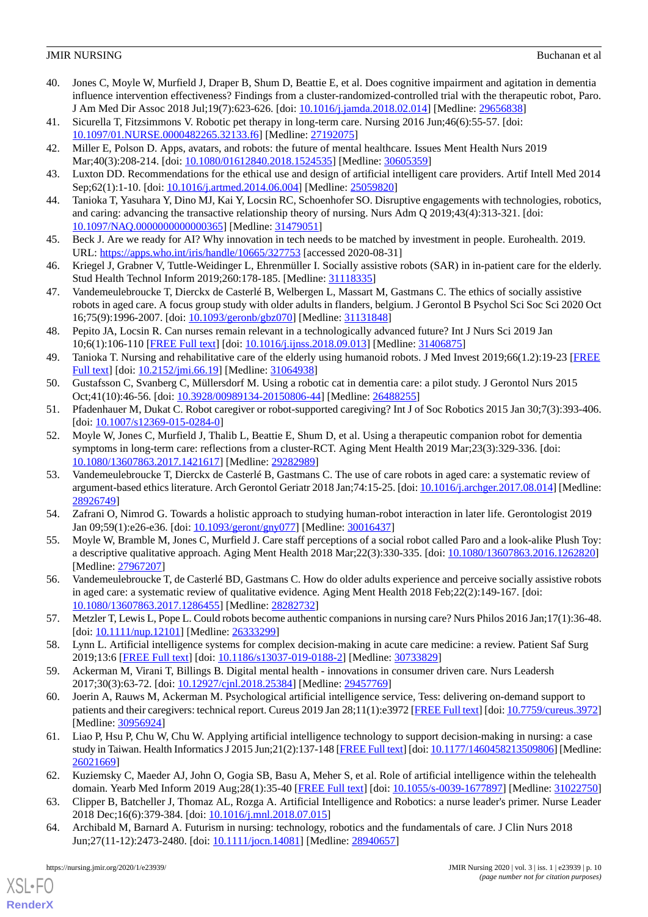40. Jones C, Moyle W, Murfield J, Draper B, Shum D, Beattie E, et al. Does cognitive impairment and agitation in dementia influence intervention effectiveness? Findings from a cluster-randomized-controlled trial with the therapeutic robot, Paro. J Am Med Dir Assoc 2018 Jul;19(7):623-626. [doi: 10.1016/j.jamda.2018.02.014] [Medline: 29656838]
41. Sicurella T, Fitzsimmons V. Robotic pet therapy in long-term care. Nursing 2016 Jun;46(6):55-57. [doi: 10.1097/01.NURSE.0000482265.32133.f6] [Medline: 27192075]
42. Miller E, Polson D. Apps, avatars, and robots: the future of mental healthcare. Issues Ment Health Nurs 2019 Mar;40(3):208-214. [doi: 10.1080/01612840.2018.1524535] [Medline: 30605359]
43. Luxton DD. Recommendations for the ethical use and design of artificial intelligent care providers. Artif Intell Med 2014 Sep;62(1):1-10. [doi: 10.1016/j.artmed.2014.06.004] [Medline: 25059820]
44. Tanioka T, Yasuhara Y, Dino MJ, Kai Y, Locsin RC, Schoenhofer SO. Disruptive engagements with technologies, robotics, and caring: advancing the transactive relationship theory of nursing. Nurs Adm Q 2019;43(4):313-321. [doi: 10.1097/NAQ.0000000000000365] [Medline: 31479051]
45. Beck J. Are we ready for AI? Why innovation in tech needs to be matched by investment in people. Eurohealth. 2019. URL: https://apps.who.int/iris/handle/10665/327753 [accessed 2020-08-31]
46. Kriegel J, Grabner V, Tuttle-Weidinger L, Ehrenmüller I. Socially assistive robots (SAR) in in-patient care for the elderly. Stud Health Technol Inform 2019;260:178-185. [Medline: 31118335]
47. Vandemeulebroucke T, Dierckx de Casterlé B, Welbergen L, Massart M, Gastmans C. The ethics of socially assistive robots in aged care. A focus group study with older adults in flanders, belgium. J Gerontol B Psychol Sci Soc Sci 2020 Oct 16;75(9):1996-2007. [doi: 10.1093/geronb/gbz070] [Medline: 31131848]
48. Pepito JA, Locsin R. Can nurses remain relevant in a technologically advanced future? Int J Nurs Sci 2019 Jan 10;6(1):106-110 [FREE Full text] [doi: 10.1016/j.ijnss.2018.09.013] [Medline: 31406875]
49. Tanioka T. Nursing and rehabilitative care of the elderly using humanoid robots. J Med Invest 2019;66(1.2):19-23 [FREE Full text] [doi: 10.2152/jmi.66.19] [Medline: 31064938]
50. Gustafsson C, Svanberg C, Müllersdorf M. Using a robotic cat in dementia care: a pilot study. J Gerontol Nurs 2015 Oct;41(10):46-56. [doi: 10.3928/00989134-20150806-44] [Medline: 26488255]
51. Pfadenhauer M, Dukat C. Robot caregiver or robot-supported caregiving? Int J of Soc Robotics 2015 Jan 30;7(3):393-406. [doi: 10.1007/s12369-015-0284-0]
52. Moyle W, Jones C, Murfield J, Thalib L, Beattie E, Shum D, et al. Using a therapeutic companion robot for dementia symptoms in long-term care: reflections from a cluster-RCT. Aging Ment Health 2019 Mar;23(3):329-336. [doi: 10.1080/13607863.2017.1421617] [Medline: 29282989]
53. Vandemeulebroucke T, Dierckx de Casterlé B, Gastmans C. The use of care robots in aged care: a systematic review of argument-based ethics literature. Arch Gerontol Geriatr 2018 Jan;74:15-25. [doi: 10.1016/j.archger.2017.08.014] [Medline: 28926749]
54. Zafrani O, Nimrod G. Towards a holistic approach to studying human-robot interaction in later life. Gerontologist 2019 Jan 09;59(1):e26-e36. [doi: 10.1093/geront/gny077] [Medline: 30016437]
55. Moyle W, Bramble M, Jones C, Murfield J. Care staff perceptions of a social robot called Paro and a look-alike Plush Toy: a descriptive qualitative approach. Aging Ment Health 2018 Mar;22(3):330-335. [doi: 10.1080/13607863.2016.1262820] [Medline: 27967207]
56. Vandemeulebroucke T, de Casterlé BD, Gastmans C. How do older adults experience and perceive socially assistive robots in aged care: a systematic review of qualitative evidence. Aging Ment Health 2018 Feb;22(2):149-167. [doi: 10.1080/13607863.2017.1286455] [Medline: 28282732]
57. Metzler T, Lewis L, Pope L. Could robots become authentic companions in nursing care? Nurs Philos 2016 Jan;17(1):36-48. [doi: 10.1111/nup.12101] [Medline: 26333299]
58. Lynn L. Artificial intelligence systems for complex decision-making in acute care medicine: a review. Patient Saf Surg 2019;13:6 [FREE Full text] [doi: 10.1186/s13037-019-0188-2] [Medline: 30733829]
59. Ackerman M, Virani T, Billings B. Digital mental health - innovations in consumer driven care. Nurs Leadersh 2017;30(3):63-72. [doi: 10.12927/cjnl.2018.25384] [Medline: 29457769]
60. Joerin A, Rauws M, Ackerman M. Psychological artificial intelligence service, Tess: delivering on-demand support to patients and their caregivers: technical report. Cureus 2019 Jan 28;11(1):e3972 [FREE Full text] [doi: 10.7759/cureus.3972] [Medline: 30956924]
61. Liao P, Hsu P, Chu W, Chu W. Applying artificial intelligence technology to support decision-making in nursing: a case study in Taiwan. Health Informatics J 2015 Jun;21(2):137-148 [FREE Full text] [doi: 10.1177/1460458213509806] [Medline: 26021669]
62. Kuziemsky C, Maeder AJ, John O, Gogia SB, Basu A, Meher S, et al. Role of artificial intelligence within the telehealth domain. Yearb Med Inform 2019 Aug;28(1):35-40 [FREE Full text] [doi: 10.1055/s-0039-1677897] [Medline: 31022750]
63. Clipper B, Batcheller J, Thomaz AL, Rozga A. Artificial Intelligence and Robotics: a nurse leader's primer. Nurse Leader 2018 Dec;16(6):379-384. [doi: 10.1016/j.mnl.2018.07.015]
64. Archibald M, Barnard A. Futurism in nursing: technology, robotics and the fundamentals of care. J Clin Nurs 2018 Jun;27(11-12):2473-2480. [doi: 10.1111/jocn.14081] [Medline: 28940657]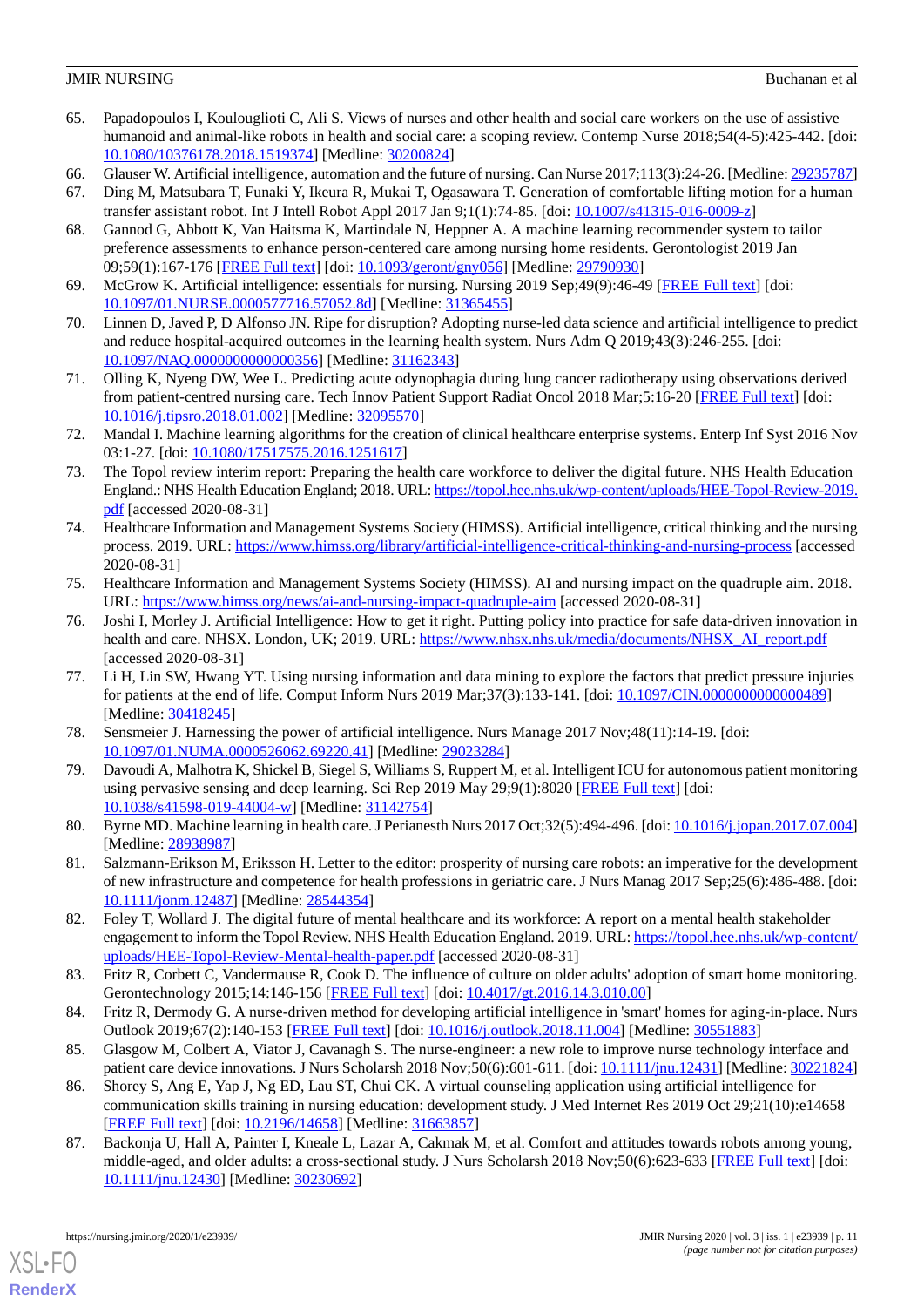65. Papadopoulos I, Koulouglioti C, Ali S. Views of nurses and other health and social care workers on the use of assistive humanoid and animal-like robots in health and social care: a scoping review. Contemp Nurse 2018;54(4-5):425-442. [doi: 10.1080/10376178.2018.1519374] [Medline: 30200824]
66. Glauser W. Artificial intelligence, automation and the future of nursing. Can Nurse 2017;113(3):24-26. [Medline: 29235787]
67. Ding M, Matsubara T, Funaki Y, Ikeura R, Mukai T, Ogasawara T. Generation of comfortable lifting motion for a human transfer assistant robot. Int J Intell Robot Appl 2017 Jan 9;1(1):74-85. [doi: 10.1007/s41315-016-0009-z]
68. Gannod G, Abbott K, Van Haitsma K, Martindale N, Heppner A. A machine learning recommender system to tailor preference assessments to enhance person-centered care among nursing home residents. Gerontologist 2019 Jan 09;59(1):167-176 [FREE Full text] [doi: 10.1093/geront/gny056] [Medline: 29790930]
69. McGrow K. Artificial intelligence: essentials for nursing. Nursing 2019 Sep;49(9):46-49 [FREE Full text] [doi: 10.1097/01.NURSE.0000577716.57052.8d] [Medline: 31365455]
70. Linnen D, Javed P, D Alfonso JN. Ripe for disruption? Adopting nurse-led data science and artificial intelligence to predict and reduce hospital-acquired outcomes in the learning health system. Nurs Adm Q 2019;43(3):246-255. [doi: 10.1097/NAQ.0000000000000356] [Medline: 31162343]
71. Olling K, Nyeng DW, Wee L. Predicting acute odynophagia during lung cancer radiotherapy using observations derived from patient-centred nursing care. Tech Innov Patient Support Radiat Oncol 2018 Mar;5:16-20 [FREE Full text] [doi: 10.1016/j.tipsro.2018.01.002] [Medline: 32095570]
72. Mandal I. Machine learning algorithms for the creation of clinical healthcare enterprise systems. Enterp Inf Syst 2016 Nov 03:1-27. [doi: 10.1080/17517575.2016.1251617]
73. The Topol review interim report: Preparing the health care workforce to deliver the digital future. NHS Health Education England.: NHS Health Education England; 2018. URL: https://topol.hee.nhs.uk/wp-content/uploads/HEE-Topol-Review-2019.pdf [accessed 2020-08-31]
74. Healthcare Information and Management Systems Society (HIMSS). Artificial intelligence, critical thinking and the nursing process. 2019. URL: https://www.himss.org/library/artificial-intelligence-critical-thinking-and-nursing-process [accessed 2020-08-31]
75. Healthcare Information and Management Systems Society (HIMSS). AI and nursing impact on the quadruple aim. 2018. URL: https://www.himss.org/news/ai-and-nursing-impact-quadruple-aim [accessed 2020-08-31]
76. Joshi I, Morley J. Artificial Intelligence: How to get it right. Putting policy into practice for safe data-driven innovation in health and care. NHSX. London, UK; 2019. URL: https://www.nhsx.nhs.uk/media/documents/NHSX_AI_report.pdf [accessed 2020-08-31]
77. Li H, Lin SW, Hwang YT. Using nursing information and data mining to explore the factors that predict pressure injuries for patients at the end of life. Comput Inform Nurs 2019 Mar;37(3):133-141. [doi: 10.1097/CIN.0000000000000489] [Medline: 30418245]
78. Sensmeier J. Harnessing the power of artificial intelligence. Nurs Manage 2017 Nov;48(11):14-19. [doi: 10.1097/01.NUMA.0000526062.69220.41] [Medline: 29023284]
79. Davoudi A, Malhotra K, Shickel B, Siegel S, Williams S, Ruppert M, et al. Intelligent ICU for autonomous patient monitoring using pervasive sensing and deep learning. Sci Rep 2019 May 29;9(1):8020 [FREE Full text] [doi: 10.1038/s41598-019-44004-w] [Medline: 31142754]
80. Byrne MD. Machine learning in health care. J Perianesth Nurs 2017 Oct;32(5):494-496. [doi: 10.1016/j.jopan.2017.07.004] [Medline: 28938987]
81. Salzmann-Erikson M, Eriksson H. Letter to the editor: prosperity of nursing care robots: an imperative for the development of new infrastructure and competence for health professions in geriatric care. J Nurs Manag 2017 Sep;25(6):486-488. [doi: 10.1111/jonm.12487] [Medline: 28544354]
82. Foley T, Wollard J. The digital future of mental healthcare and its workforce: A report on a mental health stakeholder engagement to inform the Topol Review. NHS Health Education England. 2019. URL: https://topol.hee.nhs.uk/wp-content/uploads/HEE-Topol-Review-Mental-health-paper.pdf [accessed 2020-08-31]
83. Fritz R, Corbett C, Vandermause R, Cook D. The influence of culture on older adults' adoption of smart home monitoring. Gerontechnology 2015;14:146-156 [FREE Full text] [doi: 10.4017/gt.2016.14.3.010.00]
84. Fritz R, Dermody G. A nurse-driven method for developing artificial intelligence in 'smart' homes for aging-in-place. Nurs Outlook 2019;67(2):140-153 [FREE Full text] [doi: 10.1016/j.outlook.2018.11.004] [Medline: 30551883]
85. Glasgow M, Colbert A, Viator J, Cavanagh S. The nurse-engineer: a new role to improve nurse technology interface and patient care device innovations. J Nurs Scholarsh 2018 Nov;50(6):601-611. [doi: 10.1111/jnu.12431] [Medline: 30221824]
86. Shorey S, Ang E, Yap J, Ng ED, Lau ST, Chui CK. A virtual counseling application using artificial intelligence for communication skills training in nursing education: development study. J Med Internet Res 2019 Oct 29;21(10):e14658 [FREE Full text] [doi: 10.2196/14658] [Medline: 31663857]
87. Backonja U, Hall A, Painter I, Kneale L, Lazar A, Cakmak M, et al. Comfort and attitudes towards robots among young, middle-aged, and older adults: a cross-sectional study. J Nurs Scholarsh 2018 Nov;50(6):623-633 [FREE Full text] [doi: 10.1111/jnu.12430] [Medline: 30230692]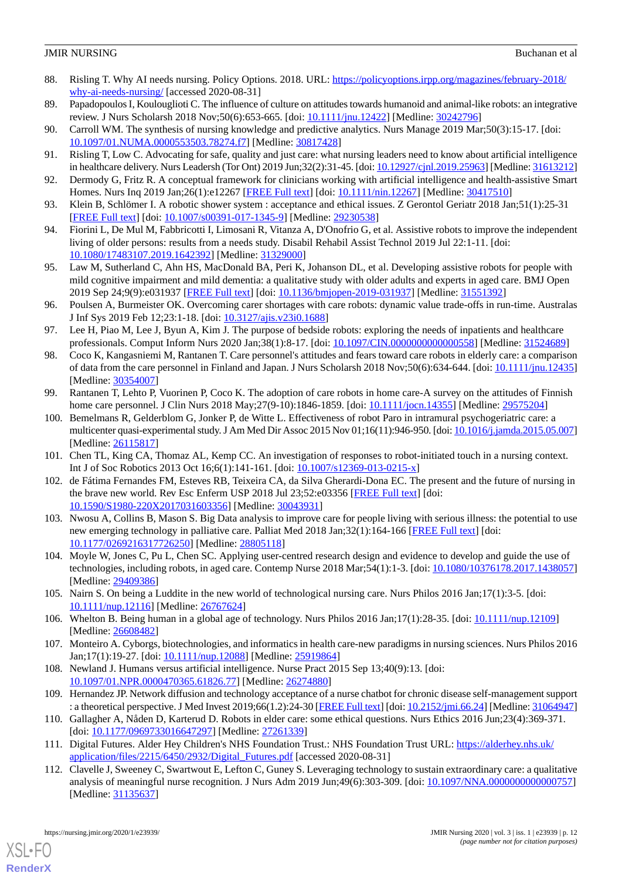88. Risling T. Why AI needs nursing. Policy Options. 2018. URL: [https://policyoptions.irpp.org/magazines/february-2018/why-ai-needs-nursing/](https://policyoptions.irpp.org/magazines/february-2018/why-ai-needs-nursing/) [accessed 2020-08-31]
89. Papadopoulos I, Koulouglioti C. The influence of culture on attitudes towards humanoid and animal-like robots: an integrative review. J Nurs Scholarsh 2018 Nov;50(6):653-665. [doi: 10.1111/jnu.12422] [Medline: 30242796]
90. Carroll WM. The synthesis of nursing knowledge and predictive analytics. Nurs Manage 2019 Mar;50(3):15-17. [doi: 10.1097/01.NUMA.0000553503.78274.f7] [Medline: 30817428]
91. Risling T, Low C. Advocating for safe, quality and just care: what nursing leaders need to know about artificial intelligence in healthcare delivery. Nurs Leadersh (Tor Ont) 2019 Jun;32(2):31-45. [doi: 10.12927/cjnl.2019.25963] [Medline: 31613212]
92. Dermody G, Fritz R. A conceptual framework for clinicians working with artificial intelligence and health-assistive Smart Homes. Nurs Inq 2019 Jan;26(1):e12267 [FREE Full text] [doi: 10.1111/nin.12267] [Medline: 30417510]
93. Klein B, Schlömer I. A robotic shower system : acceptance and ethical issues. Z Gerontol Geriatr 2018 Jan;51(1):25-31 [FREE Full text] [doi: 10.1007/s00391-017-1345-9] [Medline: 29230538]
94. Fiorini L, De Mul M, Fabbricotti I, Limosani R, Vitanza A, D'Onofrio G, et al. Assistive robots to improve the independent living of older persons: results from a needs study. Disabil Rehabil Assist Technol 2019 Jul 22:1-11. [doi: 10.1080/17483107.2019.1642392] [Medline: 31329000]
95. Law M, Sutherland C, Ahn HS, MacDonald BA, Peri K, Johanson DL, et al. Developing assistive robots for people with mild cognitive impairment and mild dementia: a qualitative study with older adults and experts in aged care. BMJ Open 2019 Sep 24;9(9):e031937 [FREE Full text] [doi: 10.1136/bmjopen-2019-031937] [Medline: 31551392]
96. Poulsen A, Burmeister OK. Overcoming carer shortages with care robots: dynamic value trade-offs in run-time. Australas J Inf Sys 2019 Feb 12;23:1-18. [doi: 10.3127/ajis.v23i0.1688]
97. Lee H, Piao M, Lee J, Byun A, Kim J. The purpose of bedside robots: exploring the needs of inpatients and healthcare professionals. Comput Inform Nurs 2020 Jan;38(1):8-17. [doi: 10.1097/CIN.0000000000000558] [Medline: 31524689]
98. Coco K, Kangasniemi M, Rantanen T. Care personnel's attitudes and fears toward care robots in elderly care: a comparison of data from the care personnel in Finland and Japan. J Nurs Scholarsh 2018 Nov;50(6):634-644. [doi: 10.1111/jnu.12435] [Medline: 30354007]
99. Rantanen T, Lehto P, Vuorinen P, Coco K. The adoption of care robots in home care-A survey on the attitudes of Finnish home care personnel. J Clin Nurs 2018 May;27(9-10):1846-1859. [doi: 10.1111/jocn.14355] [Medline: 29575204]
100. Bemelmans R, Gelderblom G, Jonker P, de Witte L. Effectiveness of robot Paro in intramural psychogeriatric care: a multicenter quasi-experimental study. J Am Med Dir Assoc 2015 Nov 01;16(11):946-950. [doi: 10.1016/j.jamda.2015.05.007] [Medline: 26115817]
101. Chen TL, King CA, Thomaz AL, Kemp CC. An investigation of responses to robot-initiated touch in a nursing context. Int J of Soc Robotics 2013 Oct 16;6(1):141-161. [doi: 10.1007/s12369-013-0215-x]
102. de Fátima Fernandes FM, Esteves RB, Teixeira CA, da Silva Gherardi-Dona EC. The present and the future of nursing in the brave new world. Rev Esc Enferm USP 2018 Jul 23;52:e03356 [FREE Full text] [doi: 10.1590/S1980-220X2017031603356] [Medline: 30043931]
103. Nwosu A, Collins B, Mason S. Big Data analysis to improve care for people living with serious illness: the potential to use new emerging technology in palliative care. Palliat Med 2018 Jan;32(1):164-166 [FREE Full text] [doi: 10.1177/0269216317726250] [Medline: 28805118]
104. Moyle W, Jones C, Pu L, Chen SC. Applying user-centred research design and evidence to develop and guide the use of technologies, including robots, in aged care. Contemp Nurse 2018 Mar;54(1):1-3. [doi: 10.1080/10376178.2017.1438057] [Medline: 29409386]
105. Nairn S. On being a Luddite in the new world of technological nursing care. Nurs Philos 2016 Jan;17(1):3-5. [doi: 10.1111/nup.12116] [Medline: 26767624]
106. Whelton B. Being human in a global age of technology. Nurs Philos 2016 Jan;17(1):28-35. [doi: 10.1111/nup.12109] [Medline: 26608482]
107. Monteiro A. Cyborgs, biotechnologies, and informatics in health care-new paradigms in nursing sciences. Nurs Philos 2016 Jan;17(1):19-27. [doi: 10.1111/nup.12088] [Medline: 25919864]
108. Newland J. Humans versus artificial intelligence. Nurse Pract 2015 Sep 13;40(9):13. [doi: 10.1097/01.NPR.0000470365.61826.77] [Medline: 26274880]
109. Hernandez JP. Network diffusion and technology acceptance of a nurse chatbot for chronic disease self-management support : a theoretical perspective. J Med Invest 2019;66(1.2):24-30 [FREE Full text] [doi: 10.2152/jmi.66.24] [Medline: 31064947]
110. Gallagher A, Nåden D, Karterud D. Robots in elder care: some ethical questions. Nurs Ethics 2016 Jun;23(4):369-371. [doi: 10.1177/0969733016647297] [Medline: 27261339]
111. Digital Futures. Alder Hey Children's NHS Foundation Trust.: NHS Foundation Trust URL: [https://alderhey.nhs.uk/application/files/2215/6450/2932/Digital_Futures.pdf](https://alderhey.nhs.uk/application/files/2215/6450/2932/Digital_Futures.pdf) [accessed 2020-08-31]
112. Clavelle J, Sweeney C, Swartwout E, Lefton C, Guney S. Leveraging technology to sustain extraordinary care: a qualitative analysis of meaningful nurse recognition. J Nurs Adm 2019 Jun;49(6):303-309. [doi: 10.1097/NNA.0000000000000757] [Medline: 31135637]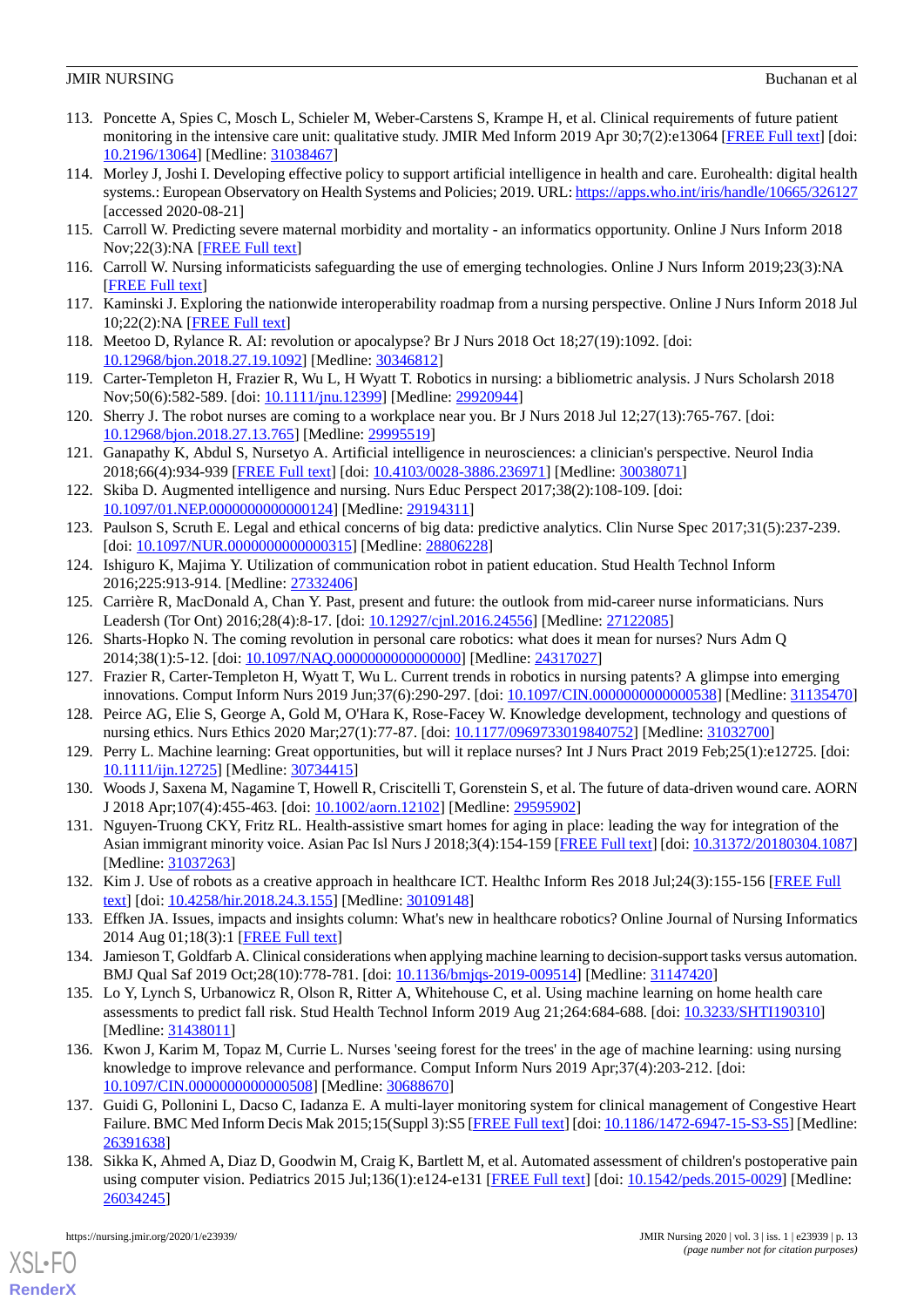113. Poncette A, Spies C, Mosch L, Schieler M, Weber-Carstens S, Krampe H, et al. Clinical requirements of future patient monitoring in the intensive care unit: qualitative study. JMIR Med Inform 2019 Apr 30;7(2):e13064 [FREE Full text] [doi: 10.2196/13064] [Medline: 31038467]
114. Morley J, Joshi I. Developing effective policy to support artificial intelligence in health and care. Eurohealth: digital health systems.: European Observatory on Health Systems and Policies; 2019. URL: https://apps.who.int/iris/handle/10665/326127 [accessed 2020-08-21]
115. Carroll W. Predicting severe maternal morbidity and mortality - an informatics opportunity. Online J Nurs Inform 2018 Nov;22(3):NA [FREE Full text]
116. Carroll W. Nursing informaticists safeguarding the use of emerging technologies. Online J Nurs Inform 2019;23(3):NA [FREE Full text]
117. Kaminski J. Exploring the nationwide interoperability roadmap from a nursing perspective. Online J Nurs Inform 2018 Jul 10;22(2):NA [FREE Full text]
118. Meetoo D, Rylance R. AI: revolution or apocalypse? Br J Nurs 2018 Oct 18;27(19):1092. [doi: 10.12968/bjon.2018.27.19.1092] [Medline: 30346812]
119. Carter-Templeton H, Frazier R, Wu L, H Wyatt T. Robotics in nursing: a bibliometric analysis. J Nurs Scholarsh 2018 Nov;50(6):582-589. [doi: 10.1111/jnu.12399] [Medline: 29920944]
120. Sherry J. The robot nurses are coming to a workplace near you. Br J Nurs 2018 Jul 12;27(13):765-767. [doi: 10.12968/bjon.2018.27.13.765] [Medline: 29995519]
121. Ganapathy K, Abdul S, Nursetyo A. Artificial intelligence in neurosciences: a clinician's perspective. Neurol India 2018;66(4):934-939 [FREE Full text] [doi: 10.4103/0028-3886.236971] [Medline: 30038071]
122. Skiba D. Augmented intelligence and nursing. Nurs Educ Perspect 2017;38(2):108-109. [doi: 10.1097/01.NEP.0000000000000124] [Medline: 29194311]
123. Paulson S, Scruth E. Legal and ethical concerns of big data: predictive analytics. Clin Nurse Spec 2017;31(5):237-239. [doi: 10.1097/NUR.0000000000000315] [Medline: 28806228]
124. Ishiguro K, Majima Y. Utilization of communication robot in patient education. Stud Health Technol Inform 2016;225:913-914. [Medline: 27332406]
125. Carrière R, MacDonald A, Chan Y. Past, present and future: the outlook from mid-career nurse informaticians. Nurs Leadersh (Tor Ont) 2016;28(4):8-17. [doi: 10.12927/cjnl.2016.24556] [Medline: 27122085]
126. Sharts-Hopko N. The coming revolution in personal care robotics: what does it mean for nurses? Nurs Adm Q 2014;38(1):5-12. [doi: 10.1097/NAQ.0000000000000000] [Medline: 24317027]
127. Frazier R, Carter-Templeton H, Wyatt T, Wu L. Current trends in robotics in nursing patents? A glimpse into emerging innovations. Comput Inform Nurs 2019 Jun;37(6):290-297. [doi: 10.1097/CIN.0000000000000538] [Medline: 31135470]
128. Peirce AG, Elie S, George A, Gold M, O'Hara K, Rose-Facey W. Knowledge development, technology and questions of nursing ethics. Nurs Ethics 2020 Mar;27(1):77-87. [doi: 10.1177/0969733019840752] [Medline: 31032700]
129. Perry L. Machine learning: Great opportunities, but will it replace nurses? Int J Nurs Pract 2019 Feb;25(1):e12725. [doi: 10.1111/ijn.12725] [Medline: 30734415]
130. Woods J, Saxena M, Nagamine T, Howell R, Criscitelli T, Gorenstein S, et al. The future of data-driven wound care. AORN J 2018 Apr;107(4):455-463. [doi: 10.1002/aorn.12102] [Medline: 29595902]
131. Nguyen-Truong CKY, Fritz RL. Health-assistive smart homes for aging in place: leading the way for integration of the Asian immigrant minority voice. Asian Pac Isl Nurs J 2018;3(4):154-159 [FREE Full text] [doi: 10.31372/20180304.1087] [Medline: 31037263]
132. Kim J. Use of robots as a creative approach in healthcare ICT. Healthc Inform Res 2018 Jul;24(3):155-156 [FREE Full text] [doi: 10.4258/hir.2018.24.3.155] [Medline: 30109148]
133. Effken JA. Issues, impacts and insights column: What's new in healthcare robotics? Online Journal of Nursing Informatics 2014 Aug 01;18(3):1 [FREE Full text]
134. Jamieson T, Goldfarb A. Clinical considerations when applying machine learning to decision-support tasks versus automation. BMJ Qual Saf 2019 Oct;28(10):778-781. [doi: 10.1136/bmjqs-2019-009514] [Medline: 31147420]
135. Lo Y, Lynch S, Urbanowicz R, Olson R, Ritter A, Whitehouse C, et al. Using machine learning on home health care assessments to predict fall risk. Stud Health Technol Inform 2019 Aug 21;264:684-688. [doi: 10.3233/SHTI190310] [Medline: 31438011]
136. Kwon J, Karim M, Topaz M, Currie L. Nurses 'seeing forest for the trees' in the age of machine learning: using nursing knowledge to improve relevance and performance. Comput Inform Nurs 2019 Apr;37(4):203-212. [doi: 10.1097/CIN.0000000000000508] [Medline: 30688670]
137. Guidi G, Pollonini L, Dacso C, Iadanza E. A multi-layer monitoring system for clinical management of Congestive Heart Failure. BMC Med Inform Decis Mak 2015;15(Suppl 3):S5 [FREE Full text] [doi: 10.1186/1472-6947-15-S3-S5] [Medline: 26391638]
138. Sikka K, Ahmed A, Diaz D, Goodwin M, Craig K, Bartlett M, et al. Automated assessment of children's postoperative pain using computer vision. Pediatrics 2015 Jul;136(1):e124-e131 [FREE Full text] [doi: 10.1542/peds.2015-0029] [Medline: 26034245]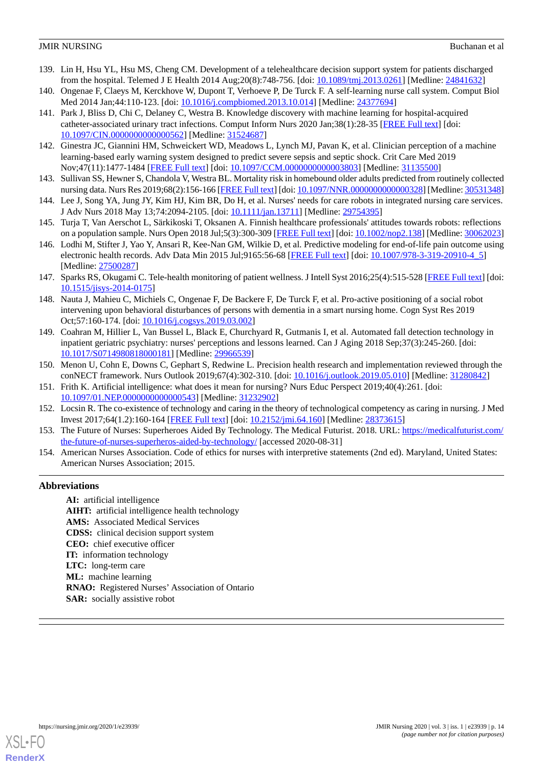139. Lin H, Hsu YL, Hsu MS, Cheng CM. Development of a telehealthcare decision support system for patients discharged from the hospital. Telemed J E Health 2014 Aug;20(8):748-756. [doi: 10.1089/tmj.2013.0261] [Medline: 24841632]
140. Ongenae F, Claeys M, Kerckhove W, Dupont T, Verhoeve P, De Turck F. A self-learning nurse call system. Comput Biol Med 2014 Jan;44:110-123. [doi: 10.1016/j.compbiomed.2013.10.014] [Medline: 24377694]
141. Park J, Bliss D, Chi C, Delaney C, Westra B. Knowledge discovery with machine learning for hospital-acquired catheter-associated urinary tract infections. Comput Inform Nurs 2020 Jan;38(1):28-35 [FREE Full text] [doi: 10.1097/CIN.0000000000000562] [Medline: 31524687]
142. Ginestra JC, Giannini HM, Schweickert WD, Meadows L, Lynch MJ, Pavan K, et al. Clinician perception of a machine learning-based early warning system designed to predict severe sepsis and septic shock. Crit Care Med 2019 Nov;47(11):1477-1484 [FREE Full text] [doi: 10.1097/CCM.0000000000003803] [Medline: 31135500]
143. Sullivan SS, Hewner S, Chandola V, Westra BL. Mortality risk in homebound older adults predicted from routinely collected nursing data. Nurs Res 2019;68(2):156-166 [FREE Full text] [doi: 10.1097/NNR.0000000000000328] [Medline: 30531348]
144. Lee J, Song YA, Jung JY, Kim HJ, Kim BR, Do H, et al. Nurses' needs for care robots in integrated nursing care services. J Adv Nurs 2018 May 13;74:2094-2105. [doi: 10.1111/jan.13711] [Medline: 29754395]
145. Turja T, Van Aerschot L, Särkikoski T, Oksanen A. Finnish healthcare professionals' attitudes towards robots: reflections on a population sample. Nurs Open 2018 Jul;5(3):300-309 [FREE Full text] [doi: 10.1002/nop2.138] [Medline: 30062023]
146. Lodhi M, Stifter J, Yao Y, Ansari R, Kee-Nan GM, Wilkie D, et al. Predictive modeling for end-of-life pain outcome using electronic health records. Adv Data Min 2015 Jul;9165:56-68 [FREE Full text] [doi: 10.1007/978-3-319-20910-4_5] [Medline: 27500287]
147. Sparks RS, Okugami C. Tele-health monitoring of patient wellness. J Intell Syst 2016;25(4):515-528 [FREE Full text] [doi: 10.1515/jisys-2014-0175]
148. Nauta J, Mahieu C, Michiels C, Ongenae F, De Backere F, De Turck F, et al. Pro-active positioning of a social robot intervening upon behavioral disturbances of persons with dementia in a smart nursing home. Cogn Syst Res 2019 Oct;57:160-174. [doi: 10.1016/j.cogsys.2019.03.002]
149. Coahran M, Hillier L, Van Bussel L, Black E, Churchyard R, Gutmanis I, et al. Automated fall detection technology in inpatient geriatric psychiatry: nurses' perceptions and lessons learned. Can J Aging 2018 Sep;37(3):245-260. [doi: 10.1017/S0714980818000181] [Medline: 29966539]
150. Menon U, Cohn E, Downs C, Gephart S, Redwine L. Precision health research and implementation reviewed through the conNECT framework. Nurs Outlook 2019;67(4):302-310. [doi: 10.1016/j.outlook.2019.05.010] [Medline: 31280842]
151. Frith K. Artificial intelligence: what does it mean for nursing? Nurs Educ Perspect 2019;40(4):261. [doi: 10.1097/01.NEP.0000000000000543] [Medline: 31232902]
152. Locsin R. The co-existence of technology and caring in the theory of technological competency as caring in nursing. J Med Invest 2017;64(1.2):160-164 [FREE Full text] [doi: 10.2152/jmi.64.160] [Medline: 28373615]
153. The Future of Nurses: Superheroes Aided By Technology. The Medical Futurist. 2018. URL: https://medicalfuturist.com/the-future-of-nurses-superheros-aided-by-technology/ [accessed 2020-08-31]
154. American Nurses Association. Code of ethics for nurses with interpretive statements (2nd ed). Maryland, United States: American Nurses Association; 2015.

## Abbreviations

**AI:** artificial intelligence
**AIHT:** artificial intelligence health technology
**AMS:** Associated Medical Services
**CDSS:** clinical decision support system
**CEO:** chief executive officer
**IT:** information technology
**LTC:** long-term care
**ML:** machine learning
**RNAO:** Registered Nurses' Association of Ontario
**SAR:** socially assistive robot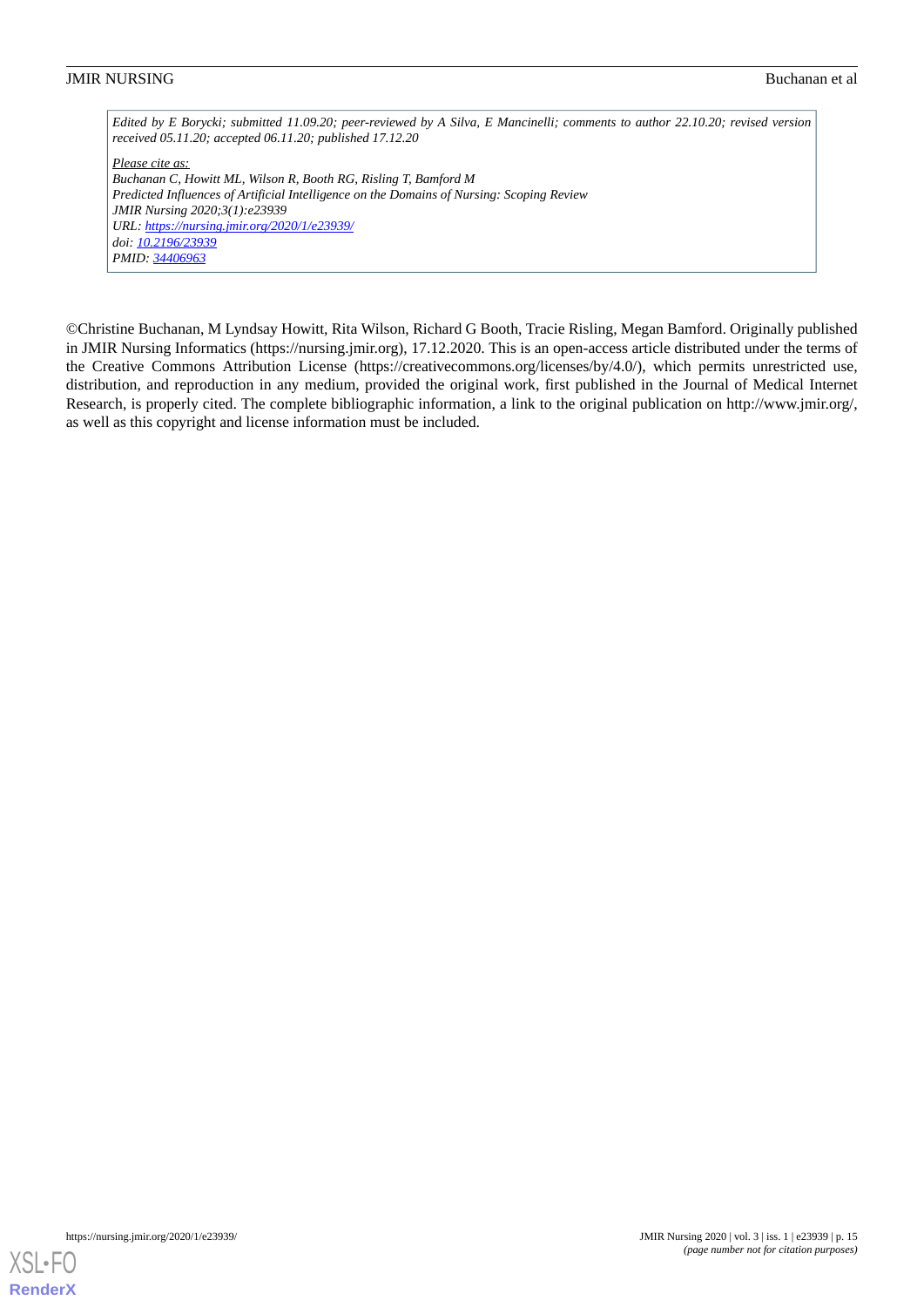*Edited by E Borycki; submitted 11.09.20; peer-reviewed by A Silva, E Mancinelli; comments to author 22.10.20; revised version received 05.11.20; accepted 06.11.20; published 17.12.20*

*Please cite as:*
*Buchanan C, Howitt ML, Wilson R, Booth RG, Risling T, Bamford M*
*Predicted Influences of Artificial Intelligence on the Domains of Nursing: Scoping Review*
*JMIR Nursing 2020;3(1):e23939*
*URL: https://nursing.jmir.org/2020/1/e23939/*
*doi: 10.2196/23939*
*PMID: 34406963*

©Christine Buchanan, M Lyndsay Howitt, Rita Wilson, Richard G Booth, Tracie Risling, Megan Bamford. Originally published in JMIR Nursing Informatics (https://nursing.jmir.org), 17.12.2020. This is an open-access article distributed under the terms of the Creative Commons Attribution License (https://creativecommons.org/licenses/by/4.0/), which permits unrestricted use, distribution, and reproduction in any medium, provided the original work, first published in the Journal of Medical Internet Research, is properly cited. The complete bibliographic information, a link to the original publication on http://www.jmir.org/, as well as this copyright and license information must be included.